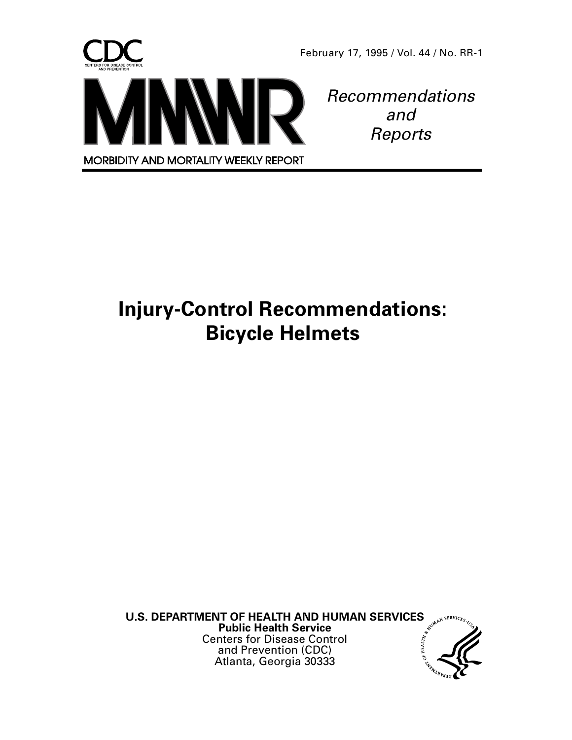CDC

CENTERS FOR DISEASE CONTROL AND PREVENTION

February 17, 1995 / Vol. 44 / No. RR-1

# MMWR

*Recommendations and Reports*

MORBIDITY AND MORTALITY WEEKLY REPORT

# Injury-Control Recommendations: Bicycle Helmets

**U.S. DEPARTMENT OF HEALTH AND HUMAN SERVICES**
**Public Health Service**
Centers for Disease Control
and Prevention (CDC)
Atlanta, Georgia 30333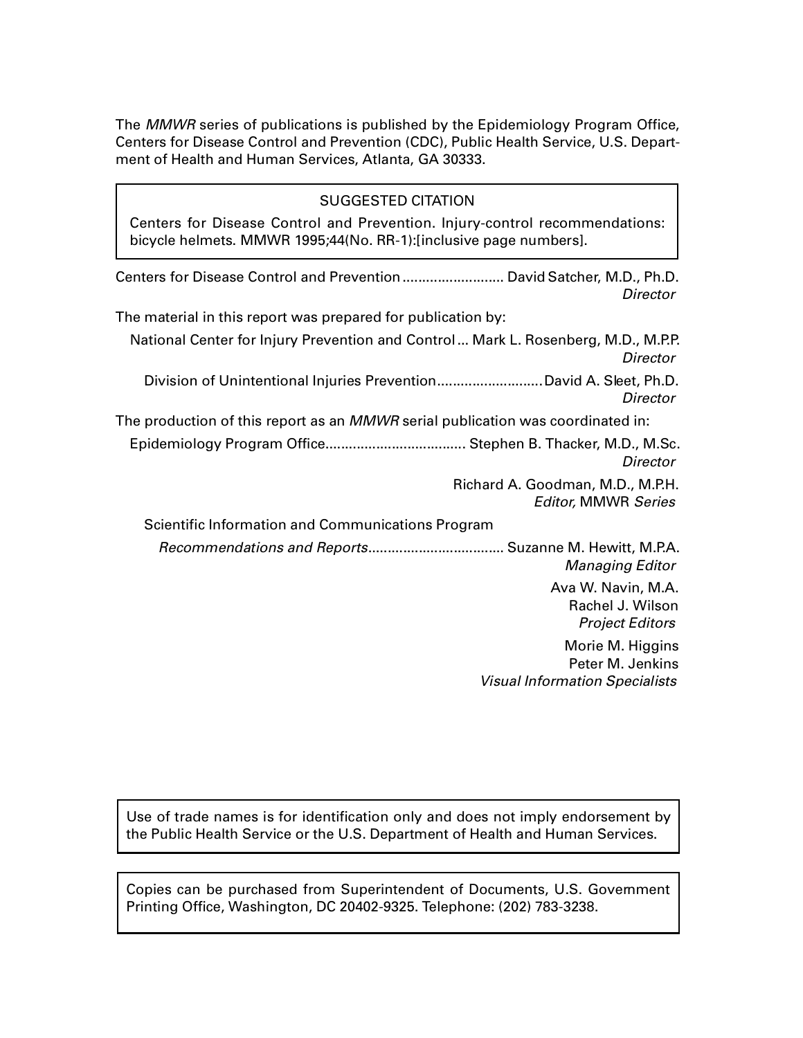The *MMWR* series of publications is published by the Epidemiology Program Office, Centers for Disease Control and Prevention (CDC), Public Health Service, U.S. Department of Health and Human Services, Atlanta, GA 30333.

> SUGGESTED CITATION
>
> Centers for Disease Control and Prevention. Injury-control recommendations: bicycle helmets. MMWR 1995;44(No. RR-1):[inclusive page numbers].

Centers for Disease Control and Prevention .......................... David Satcher, M.D., Ph.D.
*Director*

The material in this report was prepared for publication by:

National Center for Injury Prevention and Control ... Mark L. Rosenberg, M.D., M.P.P.
*Director*

Division of Unintentional Injuries Prevention...........................David A. Sleet, Ph.D.
*Director*

The production of this report as an *MMWR* serial publication was coordinated in:

Epidemiology Program Office.................................... Stephen B. Thacker, M.D., M.Sc.
*Director*

Richard A. Goodman, M.D., M.P.H.
*Editor,* MMWR *Series*

Scientific Information and Communications Program

*Recommendations and Reports*................................... Suzanne M. Hewitt, M.P.A.
*Managing Editor*

Ava W. Navin, M.A.
Rachel J. Wilson
*Project Editors*

Morie M. Higgins
Peter M. Jenkins
*Visual Information Specialists*

> Use of trade names is for identification only and does not imply endorsement by the Public Health Service or the U.S. Department of Health and Human Services.

> Copies can be purchased from Superintendent of Documents, U.S. Government Printing Office, Washington, DC 20402-9325. Telephone: (202) 783-3238.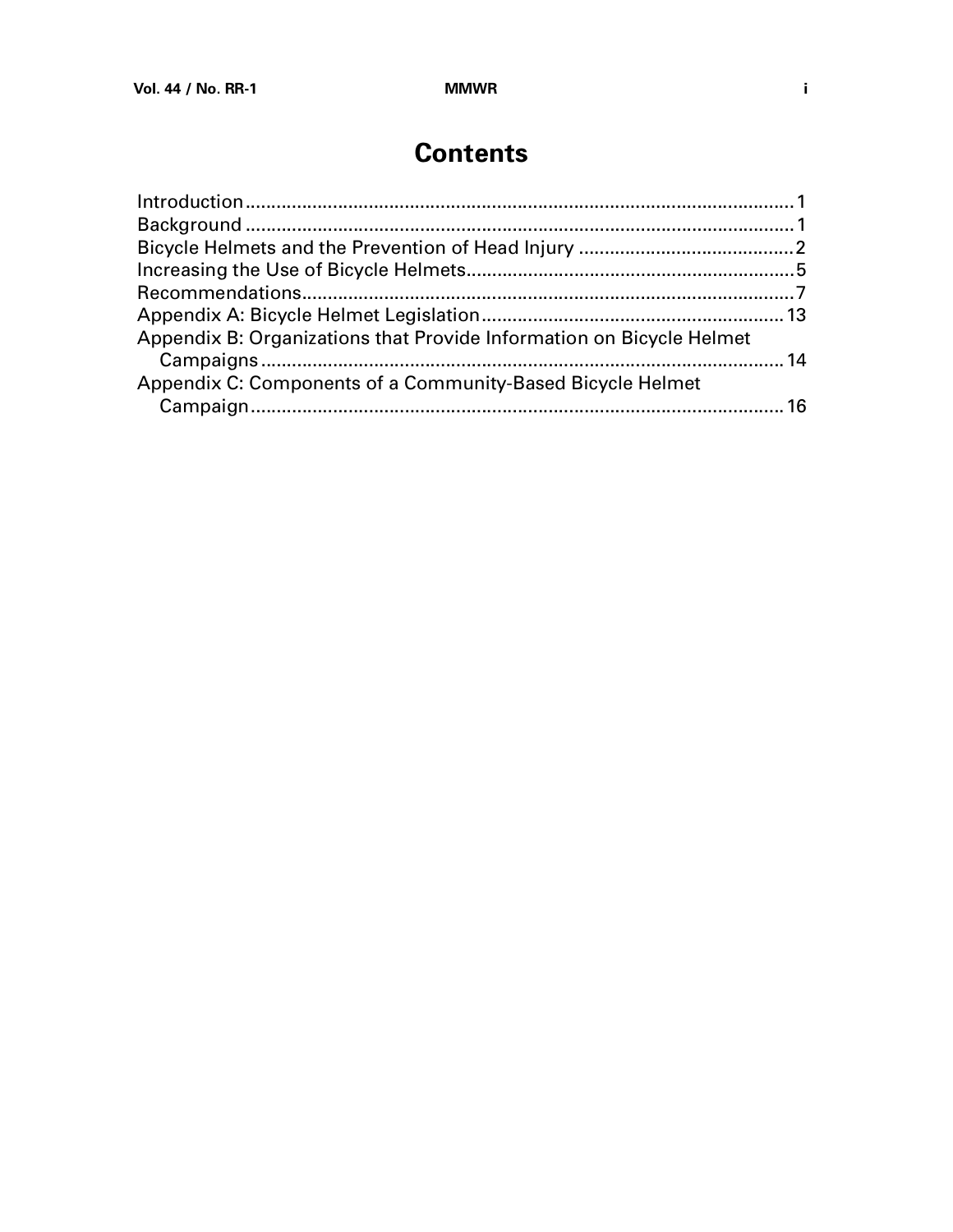# Contents

| | |
|---|---|
| Introduction | 1 |
| Background | 1 |
| Bicycle Helmets and the Prevention of Head Injury | 2 |
| Increasing the Use of Bicycle Helmets | 5 |
| Recommendations | 7 |
| Appendix A: Bicycle Helmet Legislation | 13 |
| Appendix B: Organizations that Provide Information on Bicycle Helmet Campaigns | 14 |
| Appendix C: Components of a Community-Based Bicycle Helmet Campaign | 16 |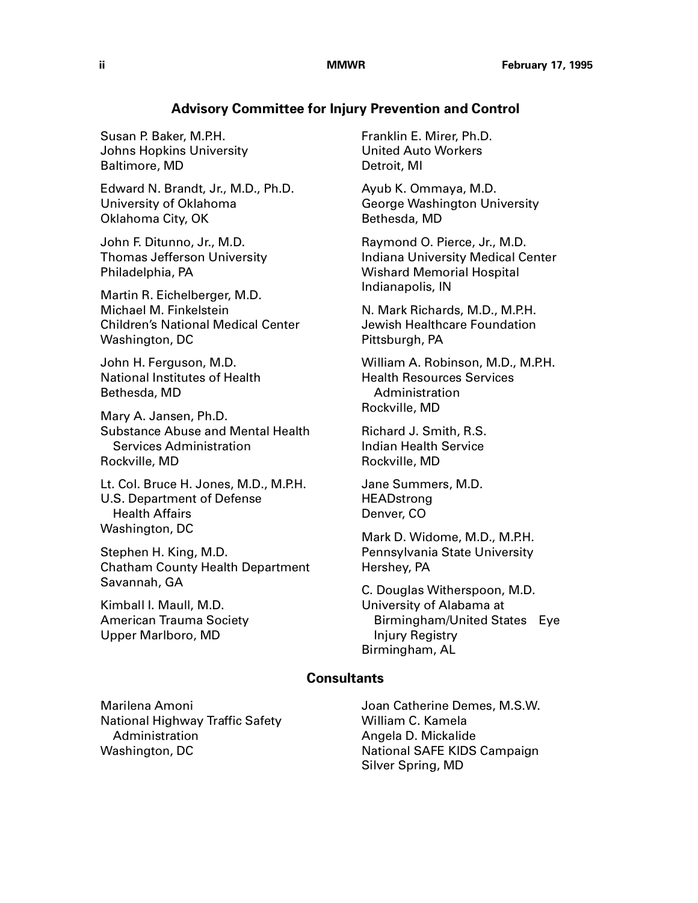## Advisory Committee for Injury Prevention and Control

Susan P. Baker, M.P.H.
Johns Hopkins University
Baltimore, MD

Edward N. Brandt, Jr., M.D., Ph.D.
University of Oklahoma
Oklahoma City, OK

John F. Ditunno, Jr., M.D.
Thomas Jefferson University
Philadelphia, PA

Martin R. Eichelberger, M.D.
Michael M. Finkelstein
Children's National Medical Center
Washington, DC

John H. Ferguson, M.D.
National Institutes of Health
Bethesda, MD

Mary A. Jansen, Ph.D.
Substance Abuse and Mental Health Services Administration
Rockville, MD

Lt. Col. Bruce H. Jones, M.D., M.P.H.
U.S. Department of Defense Health Affairs
Washington, DC

Stephen H. King, M.D.
Chatham County Health Department
Savannah, GA

Kimball I. Maull, M.D.
American Trauma Society
Upper Marlboro, MD

Franklin E. Mirer, Ph.D.
United Auto Workers
Detroit, MI

Ayub K. Ommaya, M.D.
George Washington University
Bethesda, MD

Raymond O. Pierce, Jr., M.D.
Indiana University Medical Center
Wishard Memorial Hospital
Indianapolis, IN

N. Mark Richards, M.D., M.P.H.
Jewish Healthcare Foundation
Pittsburgh, PA

William A. Robinson, M.D., M.P.H.
Health Resources Services Administration
Rockville, MD

Richard J. Smith, R.S.
Indian Health Service
Rockville, MD

Jane Summers, M.D.
HEADstrong
Denver, CO

Mark D. Widome, M.D., M.P.H.
Pennsylvania State University
Hershey, PA

C. Douglas Witherspoon, M.D.
University of Alabama at Birmingham/United States Eye Injury Registry
Birmingham, AL

## Consultants

Marilena Amoni
National Highway Traffic Safety Administration
Washington, DC

Joan Catherine Demes, M.S.W.
William C. Kamela
Angela D. Mickalide
National SAFE KIDS Campaign
Silver Spring, MD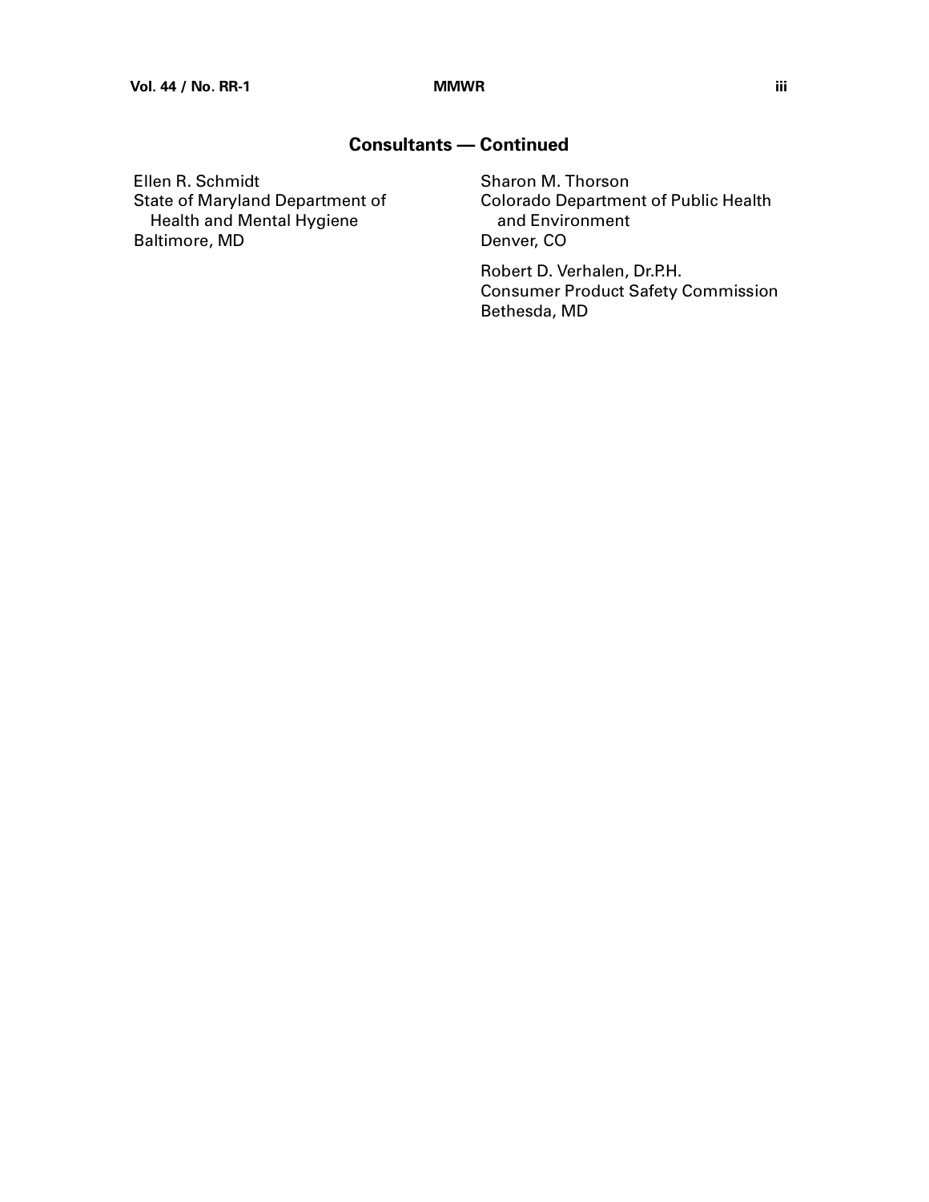## Consultants — Continued

Ellen R. Schmidt
State of Maryland Department of Health and Mental Hygiene
Baltimore, MD

Sharon M. Thorson
Colorado Department of Public Health and Environment
Denver, CO

Robert D. Verhalen, Dr.P.H.
Consumer Product Safety Commission
Bethesda, MD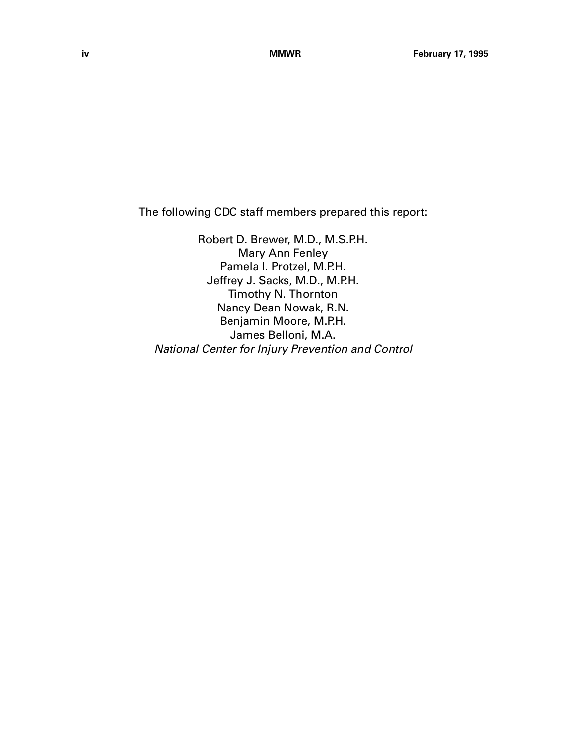The following CDC staff members prepared this report:

Robert D. Brewer, M.D., M.S.P.H.
Mary Ann Fenley
Pamela I. Protzel, M.P.H.
Jeffrey J. Sacks, M.D., M.P.H.
Timothy N. Thornton
Nancy Dean Nowak, R.N.
Benjamin Moore, M.P.H.
James Belloni, M.A.
*National Center for Injury Prevention and Control*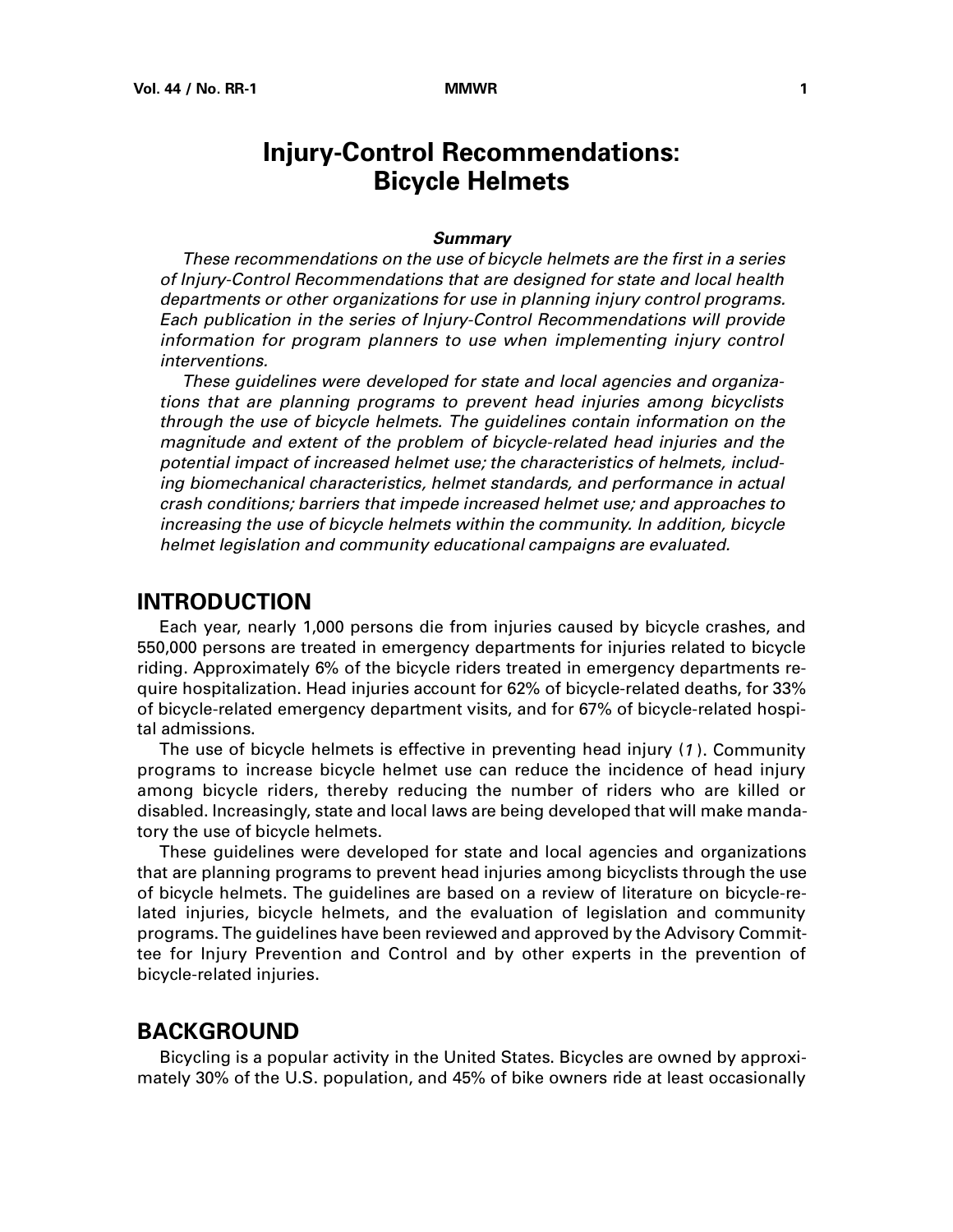# Injury-Control Recommendations: Bicycle Helmets

### *Summary*

*These recommendations on the use of bicycle helmets are the first in a series of Injury-Control Recommendations that are designed for state and local health departments or other organizations for use in planning injury control programs. Each publication in the series of Injury-Control Recommendations will provide information for program planners to use when implementing injury control interventions.*

*These guidelines were developed for state and local agencies and organizations that are planning programs to prevent head injuries among bicyclists through the use of bicycle helmets. The guidelines contain information on the magnitude and extent of the problem of bicycle-related head injuries and the potential impact of increased helmet use; the characteristics of helmets, including biomechanical characteristics, helmet standards, and performance in actual crash conditions; barriers that impede increased helmet use; and approaches to increasing the use of bicycle helmets within the community. In addition, bicycle helmet legislation and community educational campaigns are evaluated.*

## INTRODUCTION

Each year, nearly 1,000 persons die from injuries caused by bicycle crashes, and 550,000 persons are treated in emergency departments for injuries related to bicycle riding. Approximately 6% of the bicycle riders treated in emergency departments require hospitalization. Head injuries account for 62% of bicycle-related deaths, for 33% of bicycle-related emergency department visits, and for 67% of bicycle-related hospital admissions.

The use of bicycle helmets is effective in preventing head injury (*1*). Community programs to increase bicycle helmet use can reduce the incidence of head injury among bicycle riders, thereby reducing the number of riders who are killed or disabled. Increasingly, state and local laws are being developed that will make mandatory the use of bicycle helmets.

These guidelines were developed for state and local agencies and organizations that are planning programs to prevent head injuries among bicyclists through the use of bicycle helmets. The guidelines are based on a review of literature on bicycle-related injuries, bicycle helmets, and the evaluation of legislation and community programs. The guidelines have been reviewed and approved by the Advisory Committee for Injury Prevention and Control and by other experts in the prevention of bicycle-related injuries.

## BACKGROUND

Bicycling is a popular activity in the United States. Bicycles are owned by approximately 30% of the U.S. population, and 45% of bike owners ride at least occasionally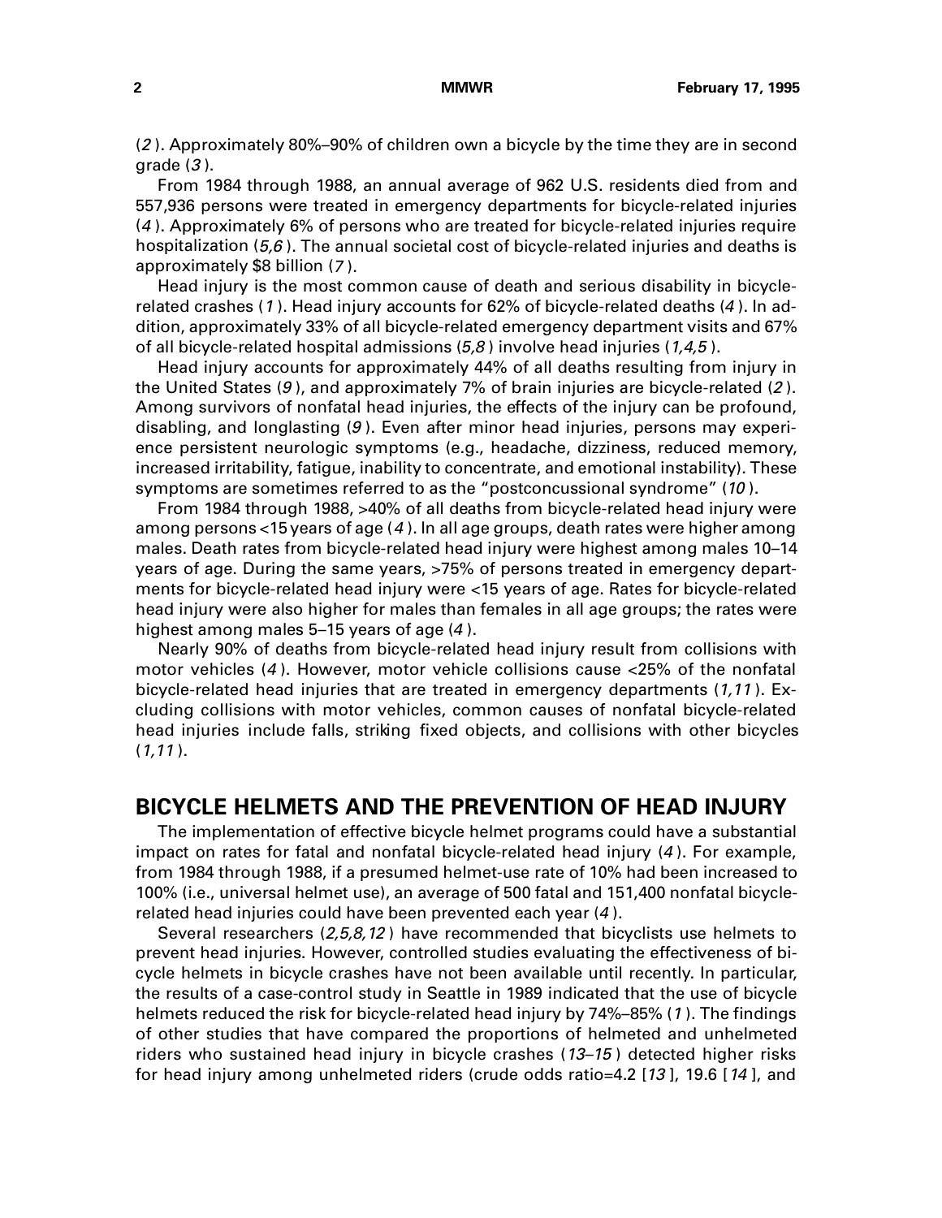(*2*). Approximately 80%–90% of children own a bicycle by the time they are in second grade (*3*).

From 1984 through 1988, an annual average of 962 U.S. residents died from and 557,936 persons were treated in emergency departments for bicycle-related injuries (*4*). Approximately 6% of persons who are treated for bicycle-related injuries require hospitalization (*5,6*). The annual societal cost of bicycle-related injuries and deaths is approximately $8 billion (*7*).

Head injury is the most common cause of death and serious disability in bicycle-related crashes (*1*). Head injury accounts for 62% of bicycle-related deaths (*4*). In addition, approximately 33% of all bicycle-related emergency department visits and 67% of all bicycle-related hospital admissions (*5,8*) involve head injuries (*1,4,5*).

Head injury accounts for approximately 44% of all deaths resulting from injury in the United States (*9*), and approximately 7% of brain injuries are bicycle-related (*2*). Among survivors of nonfatal head injuries, the effects of the injury can be profound, disabling, and longlasting (*9*). Even after minor head injuries, persons may experience persistent neurologic symptoms (e.g., headache, dizziness, reduced memory, increased irritability, fatigue, inability to concentrate, and emotional instability). These symptoms are sometimes referred to as the "postconcussional syndrome" (*10*).

From 1984 through 1988, >40% of all deaths from bicycle-related head injury were among persons <15 years of age (*4*). In all age groups, death rates were higher among males. Death rates from bicycle-related head injury were highest among males 10–14 years of age. During the same years, >75% of persons treated in emergency departments for bicycle-related head injury were <15 years of age. Rates for bicycle-related head injury were also higher for males than females in all age groups; the rates were highest among males 5–15 years of age (*4*).

Nearly 90% of deaths from bicycle-related head injury result from collisions with motor vehicles (*4*). However, motor vehicle collisions cause <25% of the nonfatal bicycle-related head injuries that are treated in emergency departments (*1,11*). Excluding collisions with motor vehicles, common causes of nonfatal bicycle-related head injuries include falls, striking fixed objects, and collisions with other bicycles (*1,11*).

## BICYCLE HELMETS AND THE PREVENTION OF HEAD INJURY

The implementation of effective bicycle helmet programs could have a substantial impact on rates for fatal and nonfatal bicycle-related head injury (*4*). For example, from 1984 through 1988, if a presumed helmet-use rate of 10% had been increased to 100% (i.e., universal helmet use), an average of 500 fatal and 151,400 nonfatal bicycle-related head injuries could have been prevented each year (*4*).

Several researchers (*2,5,8,12*) have recommended that bicyclists use helmets to prevent head injuries. However, controlled studies evaluating the effectiveness of bicycle helmets in bicycle crashes have not been available until recently. In particular, the results of a case-control study in Seattle in 1989 indicated that the use of bicycle helmets reduced the risk for bicycle-related head injury by 74%–85% (*1*). The findings of other studies that have compared the proportions of helmeted and unhelmeted riders who sustained head injury in bicycle crashes (*13–15*) detected higher risks for head injury among unhelmeted riders (crude odds ratio=4.2 [*13*], 19.6 [*14*], and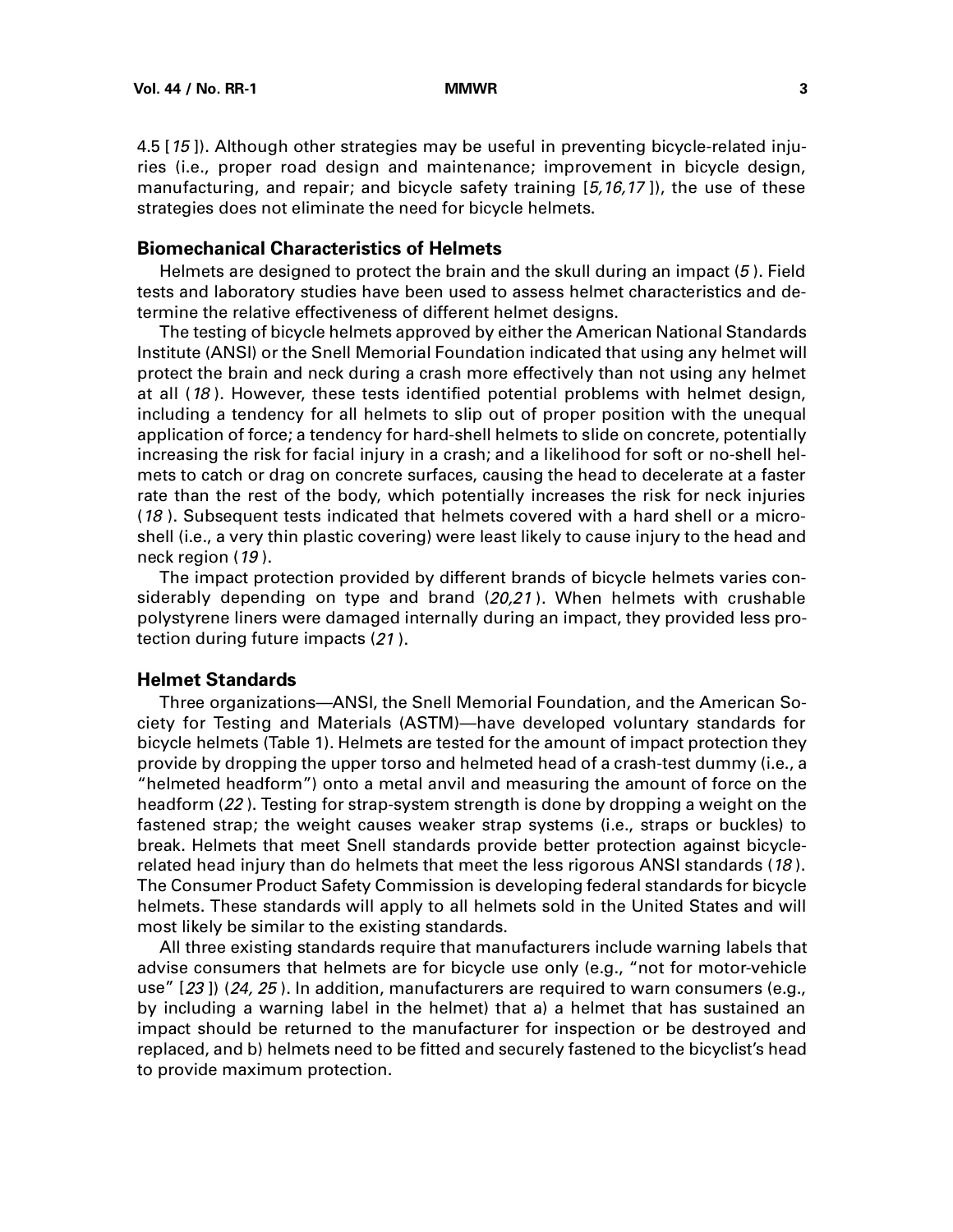4.5 [*15* ]). Although other strategies may be useful in preventing bicycle-related injuries (i.e., proper road design and maintenance; improvement in bicycle design, manufacturing, and repair; and bicycle safety training [*5,16,17* ]), the use of these strategies does not eliminate the need for bicycle helmets.

### Biomechanical Characteristics of Helmets

Helmets are designed to protect the brain and the skull during an impact (*5* ). Field tests and laboratory studies have been used to assess helmet characteristics and determine the relative effectiveness of different helmet designs.

The testing of bicycle helmets approved by either the American National Standards Institute (ANSI) or the Snell Memorial Foundation indicated that using any helmet will protect the brain and neck during a crash more effectively than not using any helmet at all (*18* ). However, these tests identified potential problems with helmet design, including a tendency for all helmets to slip out of proper position with the unequal application of force; a tendency for hard-shell helmets to slide on concrete, potentially increasing the risk for facial injury in a crash; and a likelihood for soft or no-shell helmets to catch or drag on concrete surfaces, causing the head to decelerate at a faster rate than the rest of the body, which potentially increases the risk for neck injuries (*18* ). Subsequent tests indicated that helmets covered with a hard shell or a microshell (i.e., a very thin plastic covering) were least likely to cause injury to the head and neck region (*19* ).

The impact protection provided by different brands of bicycle helmets varies considerably depending on type and brand (*20,21* ). When helmets with crushable polystyrene liners were damaged internally during an impact, they provided less protection during future impacts (*21* ).

### Helmet Standards

Three organizations—ANSI, the Snell Memorial Foundation, and the American Society for Testing and Materials (ASTM)—have developed voluntary standards for bicycle helmets (Table 1). Helmets are tested for the amount of impact protection they provide by dropping the upper torso and helmeted head of a crash-test dummy (i.e., a "helmeted headform") onto a metal anvil and measuring the amount of force on the headform (*22* ). Testing for strap-system strength is done by dropping a weight on the fastened strap; the weight causes weaker strap systems (i.e., straps or buckles) to break. Helmets that meet Snell standards provide better protection against bicycle-related head injury than do helmets that meet the less rigorous ANSI standards (*18* ). The Consumer Product Safety Commission is developing federal standards for bicycle helmets. These standards will apply to all helmets sold in the United States and will most likely be similar to the existing standards.

All three existing standards require that manufacturers include warning labels that advise consumers that helmets are for bicycle use only (e.g., "not for motor-vehicle use" [*23* ]) (*24, 25* ). In addition, manufacturers are required to warn consumers (e.g., by including a warning label in the helmet) that a) a helmet that has sustained an impact should be returned to the manufacturer for inspection or be destroyed and replaced, and b) helmets need to be fitted and securely fastened to the bicyclist's head to provide maximum protection.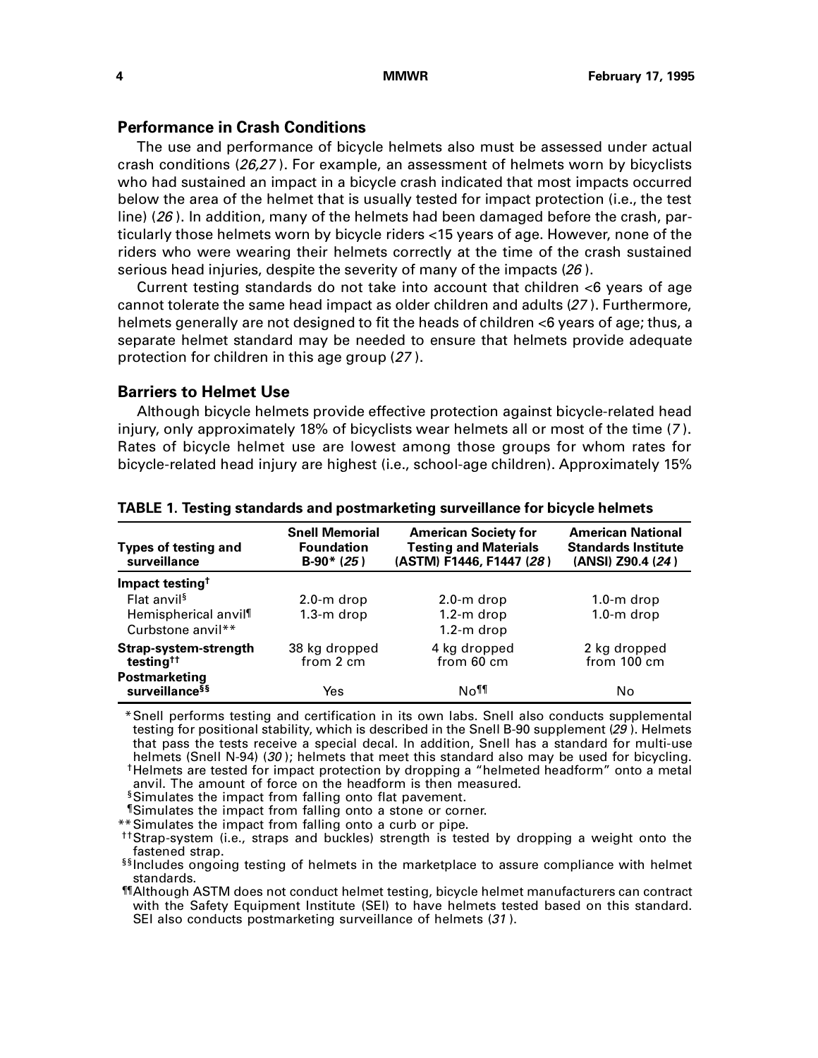## Performance in Crash Conditions

The use and performance of bicycle helmets also must be assessed under actual crash conditions (*26,27*). For example, an assessment of helmets worn by bicyclists who had sustained an impact in a bicycle crash indicated that most impacts occurred below the area of the helmet that is usually tested for impact protection (i.e., the test line) (*26*). In addition, many of the helmets had been damaged before the crash, particularly those helmets worn by bicycle riders <15 years of age. However, none of the riders who were wearing their helmets correctly at the time of the crash sustained serious head injuries, despite the severity of many of the impacts (*26*).

Current testing standards do not take into account that children <6 years of age cannot tolerate the same head impact as older children and adults (*27*). Furthermore, helmets generally are not designed to fit the heads of children <6 years of age; thus, a separate helmet standard may be needed to ensure that helmets provide adequate protection for children in this age group (*27*).

## Barriers to Helmet Use

Although bicycle helmets provide effective protection against bicycle-related head injury, only approximately 18% of bicyclists wear helmets all or most of the time (*7*). Rates of bicycle helmet use are lowest among those groups for whom rates for bicycle-related head injury are highest (i.e., school-age children). Approximately 15%

**TABLE 1. Testing standards and postmarketing surveillance for bicycle helmets**

| Types of testing and surveillance | Snell Memorial Foundation B-90* (*25*) | American Society for Testing and Materials (ASTM) F1446, F1447 (*28*) | American National Standards Institute (ANSI) Z90.4 (*24*) |
|---|---|---|---|
| **Impact testing†** | | | |
| Flat anvil§ | 2.0-m drop | 2.0-m drop | 1.0-m drop |
| Hemispherical anvil¶ | 1.3-m drop | 1.2-m drop | 1.0-m drop |
| Curbstone anvil** | | 1.2-m drop | |
| **Strap-system-strength testing††** | 38 kg dropped from 2 cm | 4 kg dropped from 60 cm | 2 kg dropped from 100 cm |
| **Postmarketing surveillance§§** | Yes | No¶¶ | No |

*Snell performs testing and certification in its own labs. Snell also conducts supplemental testing for positional stability, which is described in the Snell B-90 supplement (*29*). Helmets that pass the tests receive a special decal. In addition, Snell has a standard for multi-use helmets (Snell N-94) (*30*); helmets that meet this standard also may be used for bicycling.

†Helmets are tested for impact protection by dropping a "helmeted headform" onto a metal anvil. The amount of force on the headform is then measured.

§Simulates the impact from falling onto flat pavement.

¶Simulates the impact from falling onto a stone or corner.

**Simulates the impact from falling onto a curb or pipe.

††Strap-system (i.e., straps and buckles) strength is tested by dropping a weight onto the fastened strap.

§§Includes ongoing testing of helmets in the marketplace to assure compliance with helmet standards.

¶¶Although ASTM does not conduct helmet testing, bicycle helmet manufacturers can contract with the Safety Equipment Institute (SEI) to have helmets tested based on this standard. SEI also conducts postmarketing surveillance of helmets (*31*).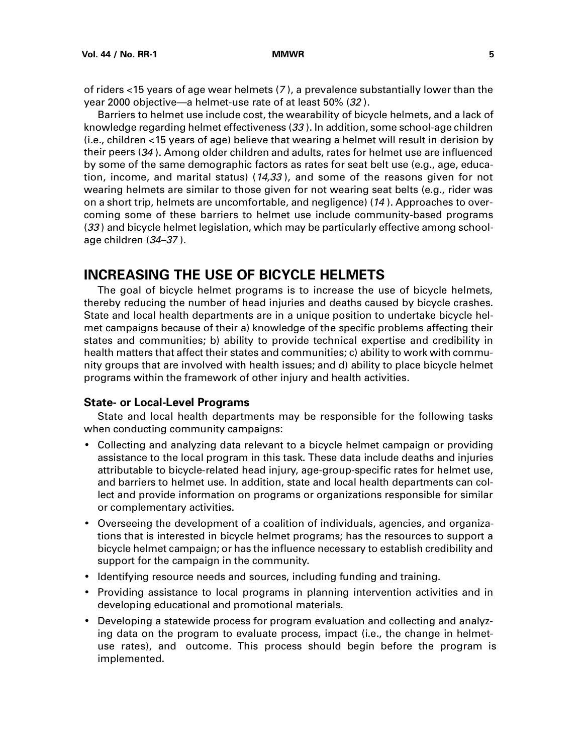of riders <15 years of age wear helmets (*7*), a prevalence substantially lower than the year 2000 objective—a helmet-use rate of at least 50% (*32*).

Barriers to helmet use include cost, the wearability of bicycle helmets, and a lack of knowledge regarding helmet effectiveness (*33*). In addition, some school-age children (i.e., children <15 years of age) believe that wearing a helmet will result in derision by their peers (*34*). Among older children and adults, rates for helmet use are influenced by some of the same demographic factors as rates for seat belt use (e.g., age, education, income, and marital status) (*14,33*), and some of the reasons given for not wearing helmets are similar to those given for not wearing seat belts (e.g., rider was on a short trip, helmets are uncomfortable, and negligence) (*14*). Approaches to overcoming some of these barriers to helmet use include community-based programs (*33*) and bicycle helmet legislation, which may be particularly effective among school-age children (*34–37*).

## INCREASING THE USE OF BICYCLE HELMETS

The goal of bicycle helmet programs is to increase the use of bicycle helmets, thereby reducing the number of head injuries and deaths caused by bicycle crashes. State and local health departments are in a unique position to undertake bicycle helmet campaigns because of their a) knowledge of the specific problems affecting their states and communities; b) ability to provide technical expertise and credibility in health matters that affect their states and communities; c) ability to work with community groups that are involved with health issues; and d) ability to place bicycle helmet programs within the framework of other injury and health activities.

### State- or Local-Level Programs

State and local health departments may be responsible for the following tasks when conducting community campaigns:

- Collecting and analyzing data relevant to a bicycle helmet campaign or providing assistance to the local program in this task. These data include deaths and injuries attributable to bicycle-related head injury, age-group-specific rates for helmet use, and barriers to helmet use. In addition, state and local health departments can collect and provide information on programs or organizations responsible for similar or complementary activities.
- Overseeing the development of a coalition of individuals, agencies, and organizations that is interested in bicycle helmet programs; has the resources to support a bicycle helmet campaign; or has the influence necessary to establish credibility and support for the campaign in the community.
- Identifying resource needs and sources, including funding and training.
- Providing assistance to local programs in planning intervention activities and in developing educational and promotional materials.
- Developing a statewide process for program evaluation and collecting and analyzing data on the program to evaluate process, impact (i.e., the change in helmet-use rates), and outcome. This process should begin before the program is implemented.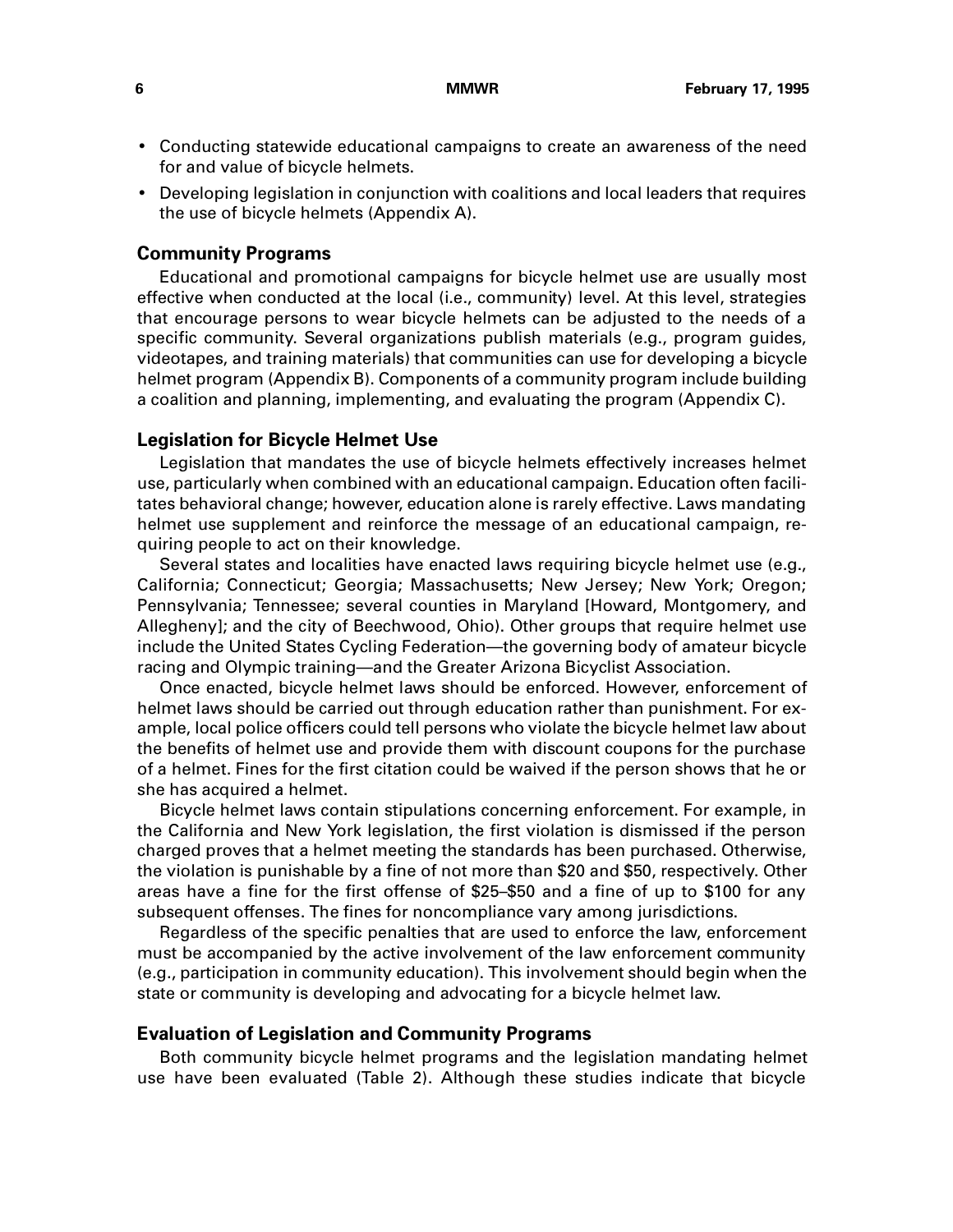- Conducting statewide educational campaigns to create an awareness of the need for and value of bicycle helmets.
- Developing legislation in conjunction with coalitions and local leaders that requires the use of bicycle helmets (Appendix A).

### Community Programs

Educational and promotional campaigns for bicycle helmet use are usually most effective when conducted at the local (i.e., community) level. At this level, strategies that encourage persons to wear bicycle helmets can be adjusted to the needs of a specific community. Several organizations publish materials (e.g., program guides, videotapes, and training materials) that communities can use for developing a bicycle helmet program (Appendix B). Components of a community program include building a coalition and planning, implementing, and evaluating the program (Appendix C).

### Legislation for Bicycle Helmet Use

Legislation that mandates the use of bicycle helmets effectively increases helmet use, particularly when combined with an educational campaign. Education often facilitates behavioral change; however, education alone is rarely effective. Laws mandating helmet use supplement and reinforce the message of an educational campaign, requiring people to act on their knowledge.

Several states and localities have enacted laws requiring bicycle helmet use (e.g., California; Connecticut; Georgia; Massachusetts; New Jersey; New York; Oregon; Pennsylvania; Tennessee; several counties in Maryland [Howard, Montgomery, and Allegheny]; and the city of Beechwood, Ohio). Other groups that require helmet use include the United States Cycling Federation—the governing body of amateur bicycle racing and Olympic training—and the Greater Arizona Bicyclist Association.

Once enacted, bicycle helmet laws should be enforced. However, enforcement of helmet laws should be carried out through education rather than punishment. For example, local police officers could tell persons who violate the bicycle helmet law about the benefits of helmet use and provide them with discount coupons for the purchase of a helmet. Fines for the first citation could be waived if the person shows that he or she has acquired a helmet.

Bicycle helmet laws contain stipulations concerning enforcement. For example, in the California and New York legislation, the first violation is dismissed if the person charged proves that a helmet meeting the standards has been purchased. Otherwise, the violation is punishable by a fine of not more than $20 and $50, respectively. Other areas have a fine for the first offense of $25–$50 and a fine of up to $100 for any subsequent offenses. The fines for noncompliance vary among jurisdictions.

Regardless of the specific penalties that are used to enforce the law, enforcement must be accompanied by the active involvement of the law enforcement community (e.g., participation in community education). This involvement should begin when the state or community is developing and advocating for a bicycle helmet law.

### Evaluation of Legislation and Community Programs

Both community bicycle helmet programs and the legislation mandating helmet use have been evaluated (Table 2). Although these studies indicate that bicycle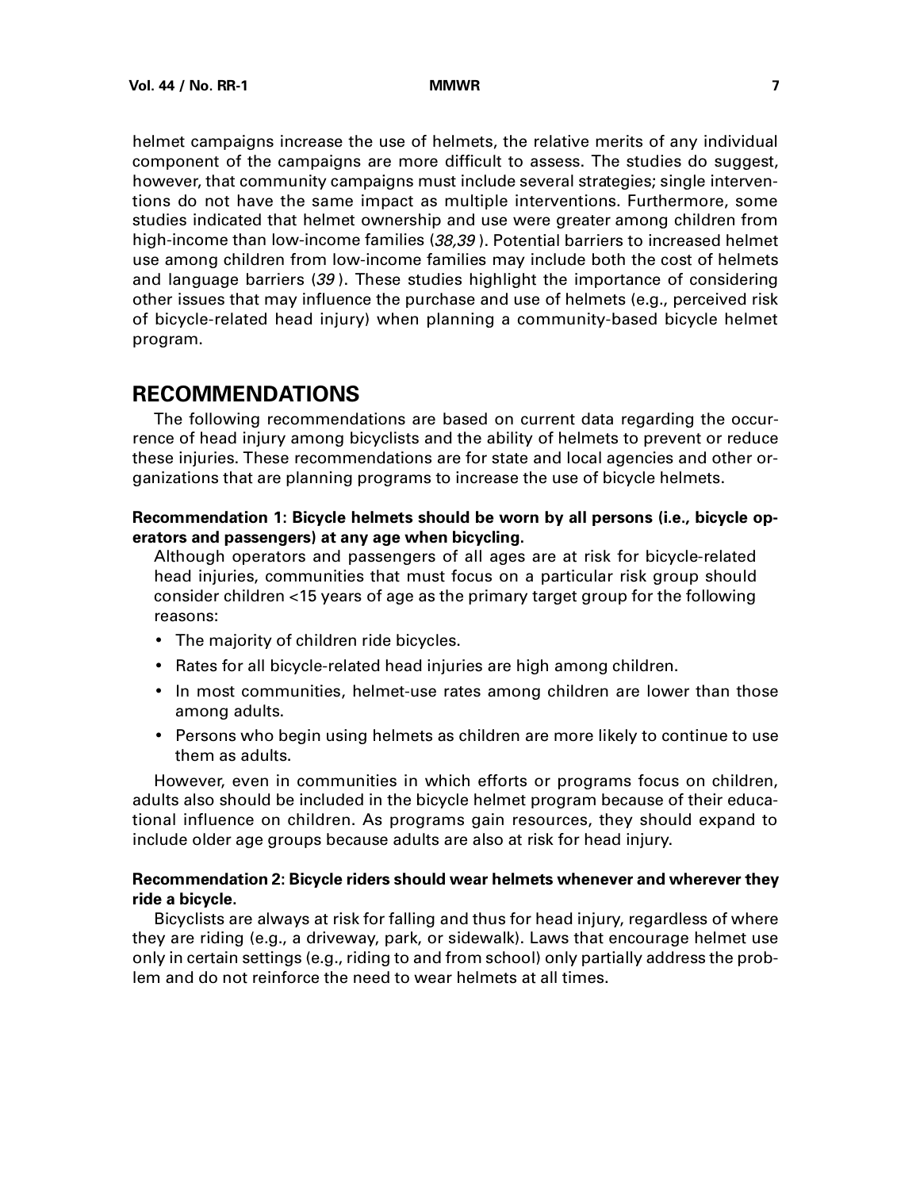helmet campaigns increase the use of helmets, the relative merits of any individual component of the campaigns are more difficult to assess. The studies do suggest, however, that community campaigns must include several strategies; single interventions do not have the same impact as multiple interventions. Furthermore, some studies indicated that helmet ownership and use were greater among children from high-income than low-income families (*38,39*). Potential barriers to increased helmet use among children from low-income families may include both the cost of helmets and language barriers (*39*). These studies highlight the importance of considering other issues that may influence the purchase and use of helmets (e.g., perceived risk of bicycle-related head injury) when planning a community-based bicycle helmet program.

## RECOMMENDATIONS

The following recommendations are based on current data regarding the occurrence of head injury among bicyclists and the ability of helmets to prevent or reduce these injuries. These recommendations are for state and local agencies and other organizations that are planning programs to increase the use of bicycle helmets.

**Recommendation 1: Bicycle helmets should be worn by all persons (i.e., bicycle operators and passengers) at any age when bicycling.**

Although operators and passengers of all ages are at risk for bicycle-related head injuries, communities that must focus on a particular risk group should consider children <15 years of age as the primary target group for the following reasons:

- The majority of children ride bicycles.
- Rates for all bicycle-related head injuries are high among children.
- In most communities, helmet-use rates among children are lower than those among adults.
- Persons who begin using helmets as children are more likely to continue to use them as adults.

However, even in communities in which efforts or programs focus on children, adults also should be included in the bicycle helmet program because of their educational influence on children. As programs gain resources, they should expand to include older age groups because adults are also at risk for head injury.

**Recommendation 2: Bicycle riders should wear helmets whenever and wherever they ride a bicycle.**

Bicyclists are always at risk for falling and thus for head injury, regardless of where they are riding (e.g., a driveway, park, or sidewalk). Laws that encourage helmet use only in certain settings (e.g., riding to and from school) only partially address the problem and do not reinforce the need to wear helmets at all times.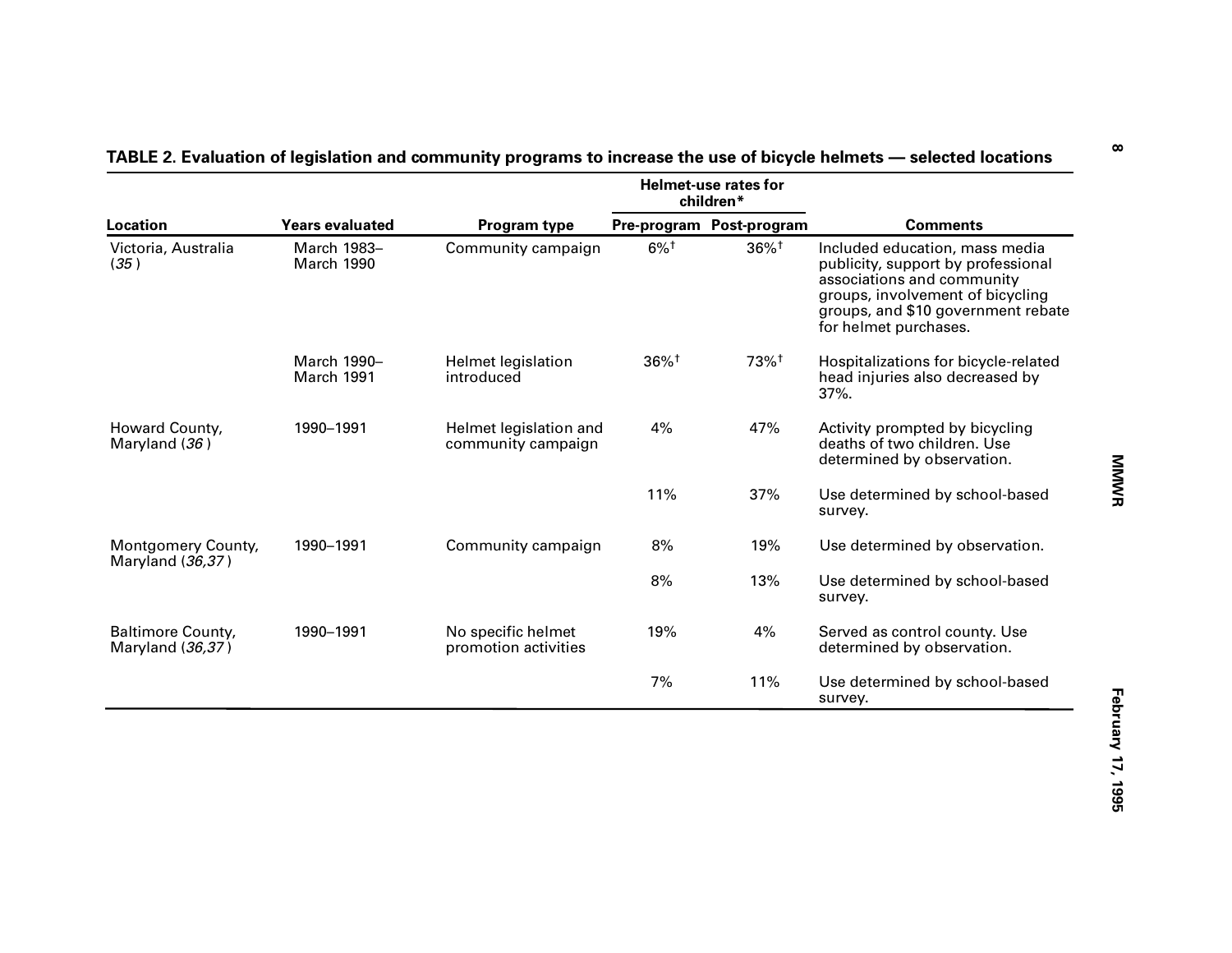**TABLE 2. Evaluation of legislation and community programs to increase the use of bicycle helmets — selected locations**

| Location | Years evaluated | Program type | Helmet-use rates for children* | | Comments |
|---|---|---|---|---|---|
| | | | Pre-program | Post-program | |
| Victoria, Australia (*35*) | March 1983–March 1990 | Community campaign | 6%† | 36%† | Included education, mass media publicity, support by professional associations and community groups, involvement of bicycling groups, and $10 government rebate for helmet purchases. |
| | March 1990–March 1991 | Helmet legislation introduced | 36%† | 73%† | Hospitalizations for bicycle-related head injuries also decreased by 37%. |
| Howard County, Maryland (*36*) | 1990–1991 | Helmet legislation and community campaign | 4% | 47% | Activity prompted by bicycling deaths of two children. Use determined by observation. |
| | | | 11% | 37% | Use determined by school-based survey. |
| Montgomery County, Maryland (*36,37*) | 1990–1991 | Community campaign | 8% | 19% | Use determined by observation. |
| | | | 8% | 13% | Use determined by school-based survey. |
| Baltimore County, Maryland (*36,37*) | 1990–1991 | No specific helmet promotion activities | 19% | 4% | Served as control county. Use determined by observation. |
| | | | 7% | 11% | Use determined by school-based survey. |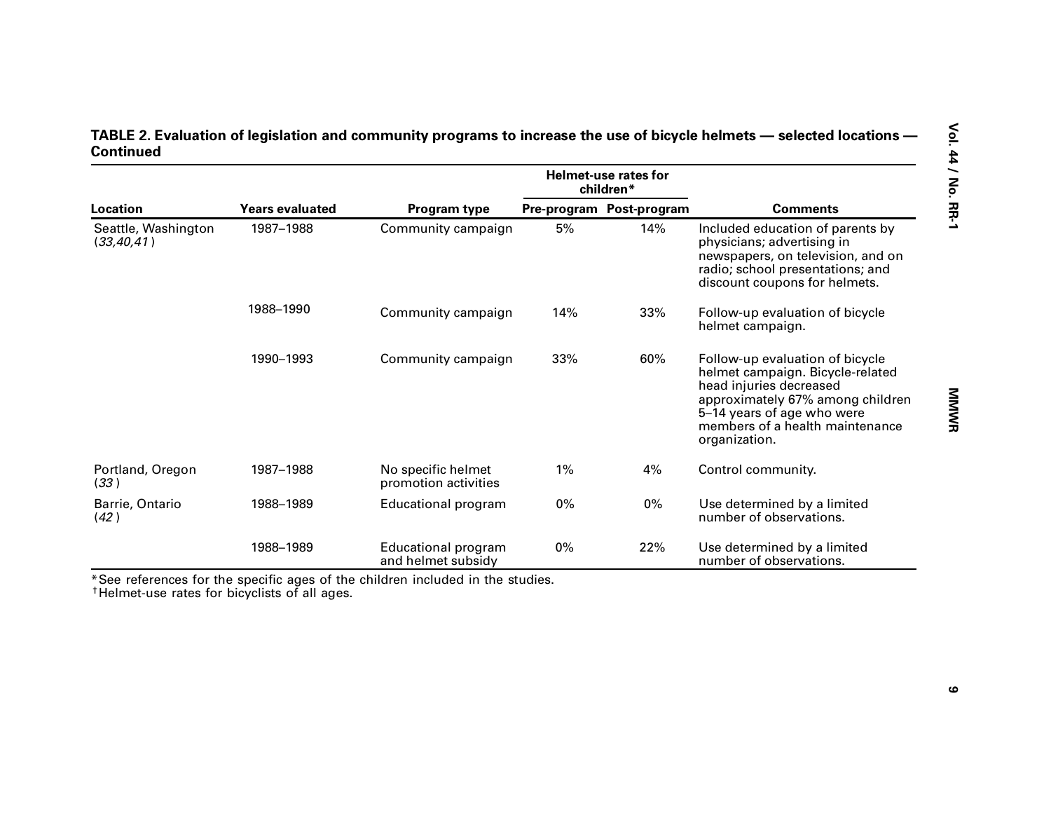**TABLE 2. Evaluation of legislation and community programs to increase the use of bicycle helmets — selected locations — Continued**

| Location | Years evaluated | Program type | Helmet-use rates for children* | | Comments |
|---|---|---|---|---|---|
| | | | Pre-program | Post-program | |
| Seattle, Washington (*33,40,41*) | 1987–1988 | Community campaign | 5% | 14% | Included education of parents by physicians; advertising in newspapers, on television, and on radio; school presentations; and discount coupons for helmets. |
| | 1988–1990 | Community campaign | 14% | 33% | Follow-up evaluation of bicycle helmet campaign. |
| | 1990–1993 | Community campaign | 33% | 60% | Follow-up evaluation of bicycle helmet campaign. Bicycle-related head injuries decreased approximately 67% among children 5–14 years of age who were members of a health maintenance organization. |
| Portland, Oregon (*33*) | 1987–1988 | No specific helmet promotion activities | 1% | 4% | Control community. |
| Barrie, Ontario (*42*) | 1988–1989 | Educational program | 0% | 0% | Use determined by a limited number of observations. |
| | 1988–1989 | Educational program and helmet subsidy | 0% | 22% | Use determined by a limited number of observations. |

*See references for the specific ages of the children included in the studies.
†Helmet-use rates for bicyclists of all ages.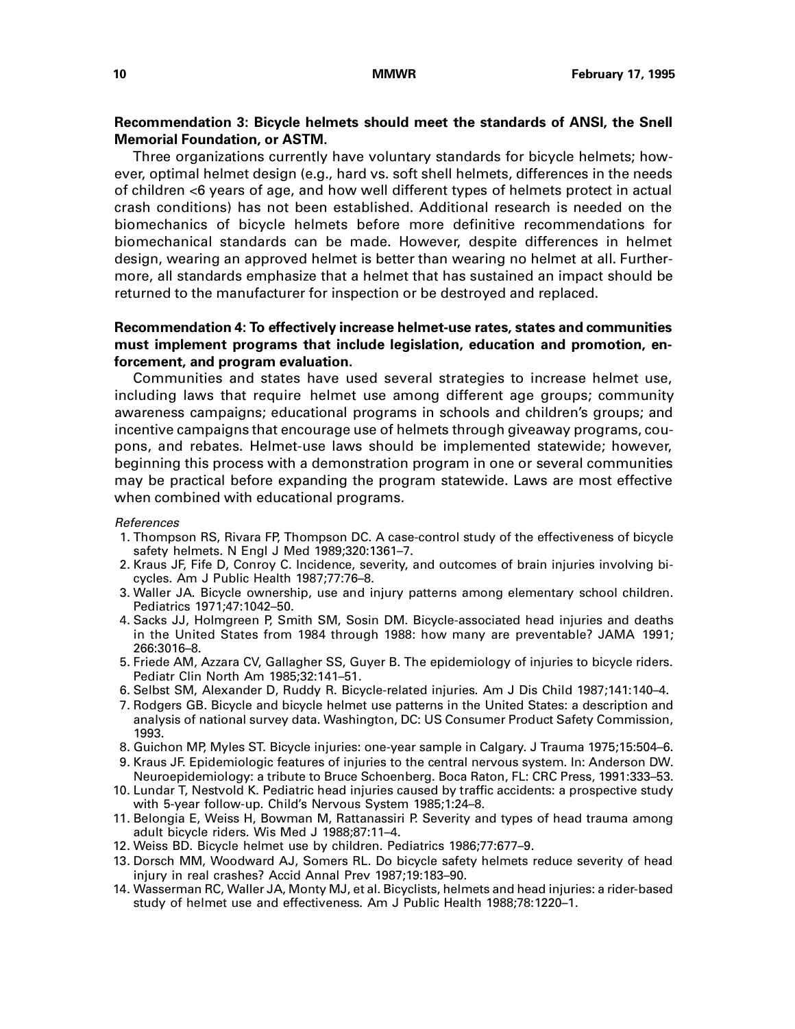**Recommendation 3: Bicycle helmets should meet the standards of ANSI, the Snell Memorial Foundation, or ASTM.**

Three organizations currently have voluntary standards for bicycle helmets; however, optimal helmet design (e.g., hard vs. soft shell helmets, differences in the needs of children <6 years of age, and how well different types of helmets protect in actual crash conditions) has not been established. Additional research is needed on the biomechanics of bicycle helmets before more definitive recommendations for biomechanical standards can be made. However, despite differences in helmet design, wearing an approved helmet is better than wearing no helmet at all. Furthermore, all standards emphasize that a helmet that has sustained an impact should be returned to the manufacturer for inspection or be destroyed and replaced.

**Recommendation 4: To effectively increase helmet-use rates, states and communities must implement programs that include legislation, education and promotion, enforcement, and program evaluation.**

Communities and states have used several strategies to increase helmet use, including laws that require helmet use among different age groups; community awareness campaigns; educational programs in schools and children's groups; and incentive campaigns that encourage use of helmets through giveaway programs, coupons, and rebates. Helmet-use laws should be implemented statewide; however, beginning this process with a demonstration program in one or several communities may be practical before expanding the program statewide. Laws are most effective when combined with educational programs.

*References*

1. Thompson RS, Rivara FP, Thompson DC. A case-control study of the effectiveness of bicycle safety helmets. N Engl J Med 1989;320:1361–7.
2. Kraus JF, Fife D, Conroy C. Incidence, severity, and outcomes of brain injuries involving bicycles. Am J Public Health 1987;77:76–8.
3. Waller JA. Bicycle ownership, use and injury patterns among elementary school children. Pediatrics 1971;47:1042–50.
4. Sacks JJ, Holmgreen P, Smith SM, Sosin DM. Bicycle-associated head injuries and deaths in the United States from 1984 through 1988: how many are preventable? JAMA 1991; 266:3016–8.
5. Friede AM, Azzara CV, Gallagher SS, Guyer B. The epidemiology of injuries to bicycle riders. Pediatr Clin North Am 1985;32:141–51.
6. Selbst SM, Alexander D, Ruddy R. Bicycle-related injuries. Am J Dis Child 1987;141:140–4.
7. Rodgers GB. Bicycle and bicycle helmet use patterns in the United States: a description and analysis of national survey data. Washington, DC: US Consumer Product Safety Commission, 1993.
8. Guichon MP, Myles ST. Bicycle injuries: one-year sample in Calgary. J Trauma 1975;15:504–6.
9. Kraus JF. Epidemiologic features of injuries to the central nervous system. In: Anderson DW. Neuroepidemiology: a tribute to Bruce Schoenberg. Boca Raton, FL: CRC Press, 1991:333–53.
10. Lundar T, Nestvold K. Pediatric head injuries caused by traffic accidents: a prospective study with 5-year follow-up. Child's Nervous System 1985;1:24–8.
11. Belongia E, Weiss H, Bowman M, Rattanassiri P. Severity and types of head trauma among adult bicycle riders. Wis Med J 1988;87:11–4.
12. Weiss BD. Bicycle helmet use by children. Pediatrics 1986;77:677–9.
13. Dorsch MM, Woodward AJ, Somers RL. Do bicycle safety helmets reduce severity of head injury in real crashes? Accid Annal Prev 1987;19:183–90.
14. Wasserman RC, Waller JA, Monty MJ, et al. Bicyclists, helmets and head injuries: a rider-based study of helmet use and effectiveness. Am J Public Health 1988;78:1220–1.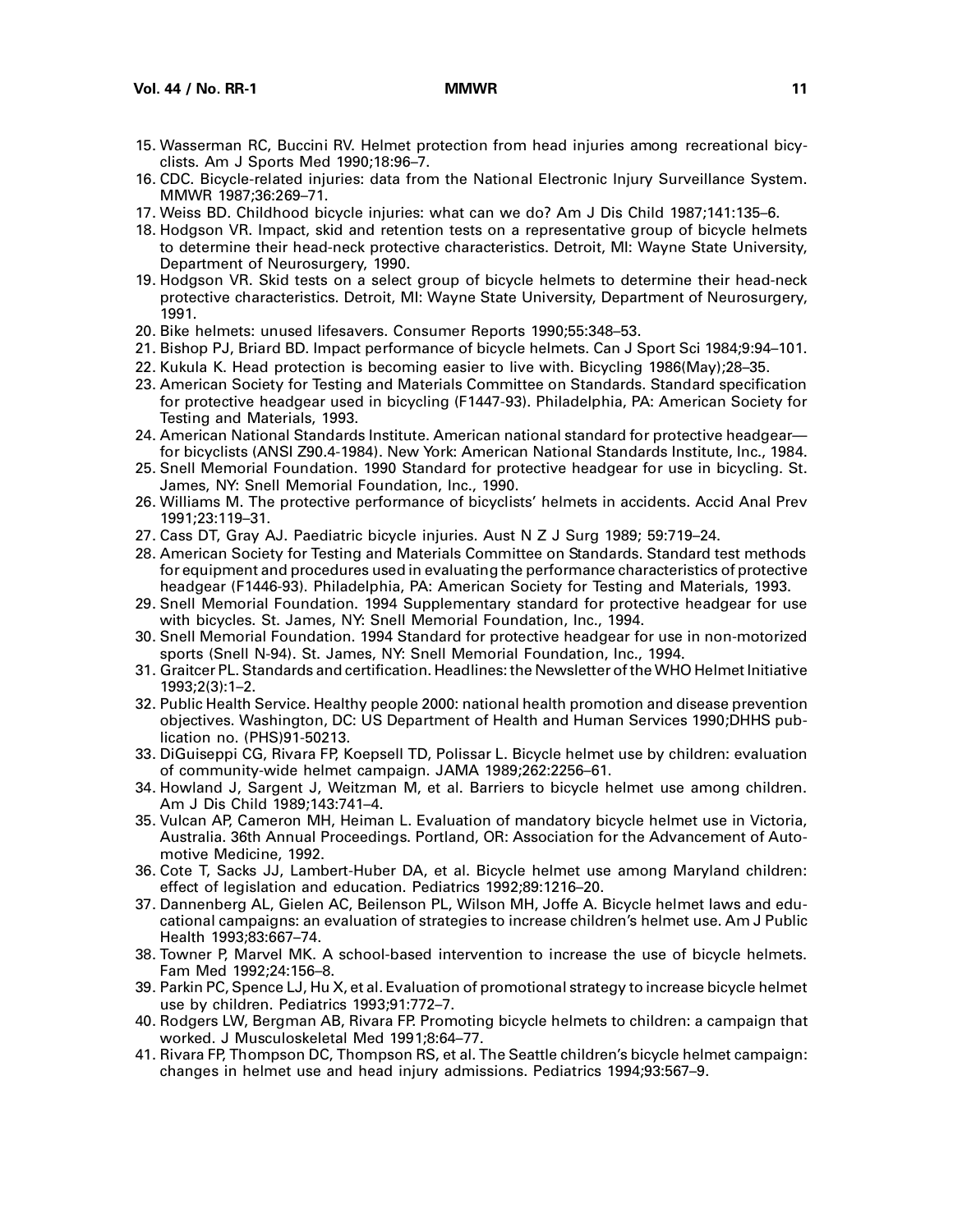15. Wasserman RC, Buccini RV. Helmet protection from head injuries among recreational bicyclists. Am J Sports Med 1990;18:96–7.
16. CDC. Bicycle-related injuries: data from the National Electronic Injury Surveillance System. MMWR 1987;36:269–71.
17. Weiss BD. Childhood bicycle injuries: what can we do? Am J Dis Child 1987;141:135–6.
18. Hodgson VR. Impact, skid and retention tests on a representative group of bicycle helmets to determine their head-neck protective characteristics. Detroit, MI: Wayne State University, Department of Neurosurgery, 1990.
19. Hodgson VR. Skid tests on a select group of bicycle helmets to determine their head-neck protective characteristics. Detroit, MI: Wayne State University, Department of Neurosurgery, 1991.
20. Bike helmets: unused lifesavers. Consumer Reports 1990;55:348–53.
21. Bishop PJ, Briard BD. Impact performance of bicycle helmets. Can J Sport Sci 1984;9:94–101.
22. Kukula K. Head protection is becoming easier to live with. Bicycling 1986(May);28–35.
23. American Society for Testing and Materials Committee on Standards. Standard specification for protective headgear used in bicycling (F1447-93). Philadelphia, PA: American Society for Testing and Materials, 1993.
24. American National Standards Institute. American national standard for protective headgear—for bicyclists (ANSI Z90.4-1984). New York: American National Standards Institute, Inc., 1984.
25. Snell Memorial Foundation. 1990 Standard for protective headgear for use in bicycling. St. James, NY: Snell Memorial Foundation, Inc., 1990.
26. Williams M. The protective performance of bicyclists' helmets in accidents. Accid Anal Prev 1991;23:119–31.
27. Cass DT, Gray AJ. Paediatric bicycle injuries. Aust N Z J Surg 1989; 59:719–24.
28. American Society for Testing and Materials Committee on Standards. Standard test methods for equipment and procedures used in evaluating the performance characteristics of protective headgear (F1446-93). Philadelphia, PA: American Society for Testing and Materials, 1993.
29. Snell Memorial Foundation. 1994 Supplementary standard for protective headgear for use with bicycles. St. James, NY: Snell Memorial Foundation, Inc., 1994.
30. Snell Memorial Foundation. 1994 Standard for protective headgear for use in non-motorized sports (Snell N-94). St. James, NY: Snell Memorial Foundation, Inc., 1994.
31. Graitcer PL. Standards and certification. Headlines: the Newsletter of the WHO Helmet Initiative 1993;2(3):1–2.
32. Public Health Service. Healthy people 2000: national health promotion and disease prevention objectives. Washington, DC: US Department of Health and Human Services 1990;DHHS publication no. (PHS)91-50213.
33. DiGuiseppi CG, Rivara FP, Koepsell TD, Polissar L. Bicycle helmet use by children: evaluation of community-wide helmet campaign. JAMA 1989;262:2256–61.
34. Howland J, Sargent J, Weitzman M, et al. Barriers to bicycle helmet use among children. Am J Dis Child 1989;143:741–4.
35. Vulcan AP, Cameron MH, Heiman L. Evaluation of mandatory bicycle helmet use in Victoria, Australia. 36th Annual Proceedings. Portland, OR: Association for the Advancement of Automotive Medicine, 1992.
36. Cote T, Sacks JJ, Lambert-Huber DA, et al. Bicycle helmet use among Maryland children: effect of legislation and education. Pediatrics 1992;89:1216–20.
37. Dannenberg AL, Gielen AC, Beilenson PL, Wilson MH, Joffe A. Bicycle helmet laws and educational campaigns: an evaluation of strategies to increase children's helmet use. Am J Public Health 1993;83:667–74.
38. Towner P, Marvel MK. A school-based intervention to increase the use of bicycle helmets. Fam Med 1992;24:156–8.
39. Parkin PC, Spence LJ, Hu X, et al. Evaluation of promotional strategy to increase bicycle helmet use by children. Pediatrics 1993;91:772–7.
40. Rodgers LW, Bergman AB, Rivara FP. Promoting bicycle helmets to children: a campaign that worked. J Musculoskeletal Med 1991;8:64–77.
41. Rivara FP, Thompson DC, Thompson RS, et al. The Seattle children's bicycle helmet campaign: changes in helmet use and head injury admissions. Pediatrics 1994;93:567–9.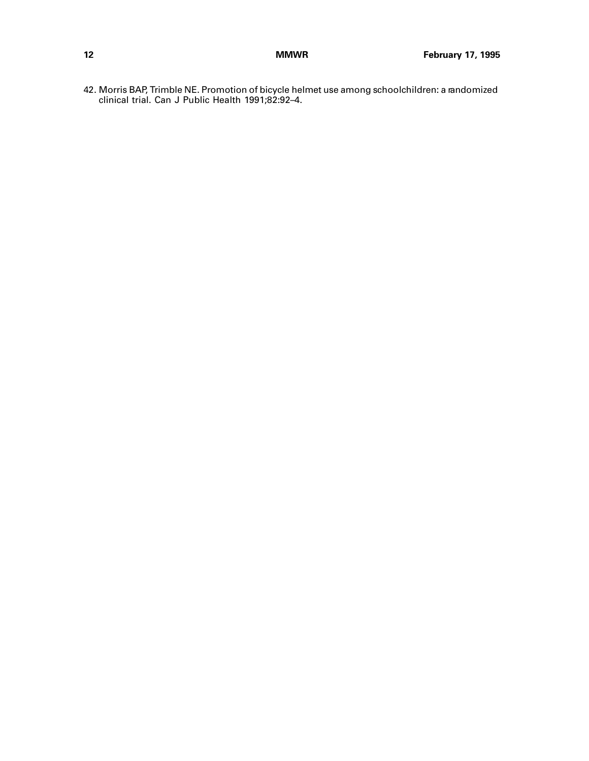42. Morris BAP, Trimble NE. Promotion of bicycle helmet use among schoolchildren: a randomized clinical trial. Can J Public Health 1991;82:92–4.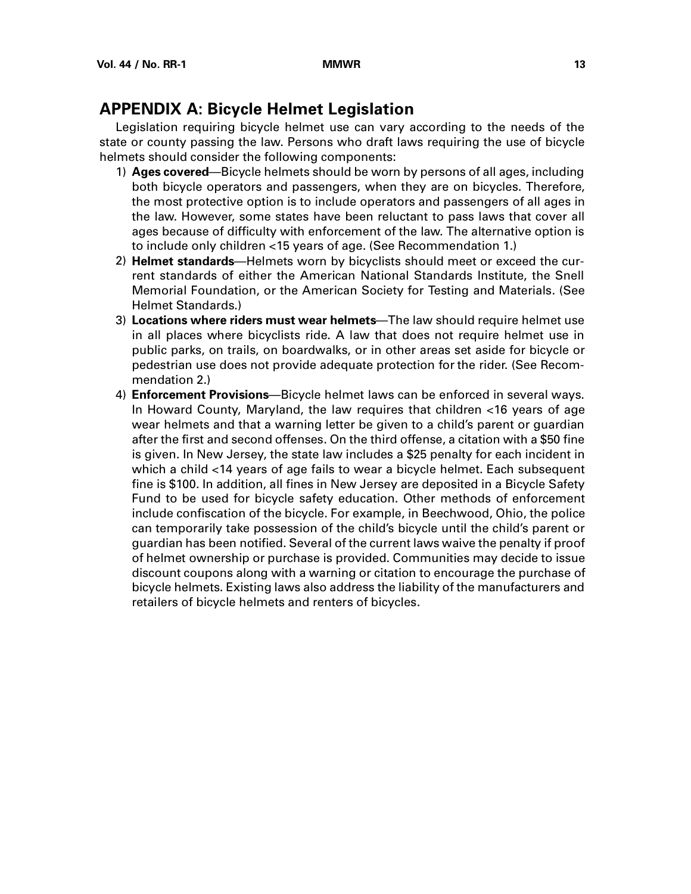## APPENDIX A: Bicycle Helmet Legislation

Legislation requiring bicycle helmet use can vary according to the needs of the state or county passing the law. Persons who draft laws requiring the use of bicycle helmets should consider the following components:

1) **Ages covered**—Bicycle helmets should be worn by persons of all ages, including both bicycle operators and passengers, when they are on bicycles. Therefore, the most protective option is to include operators and passengers of all ages in the law. However, some states have been reluctant to pass laws that cover all ages because of difficulty with enforcement of the law. The alternative option is to include only children <15 years of age. (See Recommendation 1.)
2) **Helmet standards**—Helmets worn by bicyclists should meet or exceed the current standards of either the American National Standards Institute, the Snell Memorial Foundation, or the American Society for Testing and Materials. (See Helmet Standards.)
3) **Locations where riders must wear helmets**—The law should require helmet use in all places where bicyclists ride. A law that does not require helmet use in public parks, on trails, on boardwalks, or in other areas set aside for bicycle or pedestrian use does not provide adequate protection for the rider. (See Recommendation 2.)
4) **Enforcement Provisions**—Bicycle helmet laws can be enforced in several ways. In Howard County, Maryland, the law requires that children <16 years of age wear helmets and that a warning letter be given to a child's parent or guardian after the first and second offenses. On the third offense, a citation with a $50 fine is given. In New Jersey, the state law includes a $25 penalty for each incident in which a child <14 years of age fails to wear a bicycle helmet. Each subsequent fine is $100. In addition, all fines in New Jersey are deposited in a Bicycle Safety Fund to be used for bicycle safety education. Other methods of enforcement include confiscation of the bicycle. For example, in Beechwood, Ohio, the police can temporarily take possession of the child's bicycle until the child's parent or guardian has been notified. Several of the current laws waive the penalty if proof of helmet ownership or purchase is provided. Communities may decide to issue discount coupons along with a warning or citation to encourage the purchase of bicycle helmets. Existing laws also address the liability of the manufacturers and retailers of bicycle helmets and renters of bicycles.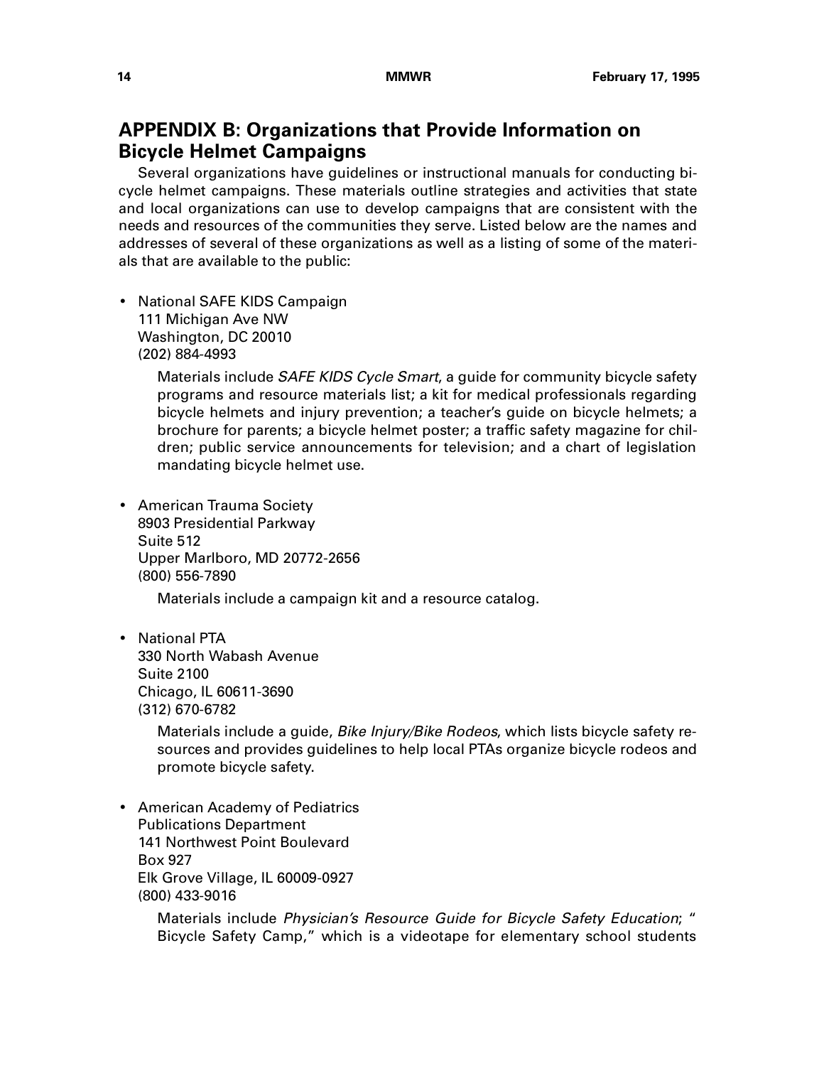## APPENDIX B: Organizations that Provide Information on Bicycle Helmet Campaigns

Several organizations have guidelines or instructional manuals for conducting bicycle helmet campaigns. These materials outline strategies and activities that state and local organizations can use to develop campaigns that are consistent with the needs and resources of the communities they serve. Listed below are the names and addresses of several of these organizations as well as a listing of some of the materials that are available to the public:

- National SAFE KIDS Campaign
  111 Michigan Ave NW
  Washington, DC 20010
  (202) 884-4993

  Materials include *SAFE KIDS Cycle Smart*, a guide for community bicycle safety programs and resource materials list; a kit for medical professionals regarding bicycle helmets and injury prevention; a teacher's guide on bicycle helmets; a brochure for parents; a bicycle helmet poster; a traffic safety magazine for children; public service announcements for television; and a chart of legislation mandating bicycle helmet use.

- American Trauma Society
  8903 Presidential Parkway
  Suite 512
  Upper Marlboro, MD 20772-2656
  (800) 556-7890

  Materials include a campaign kit and a resource catalog.

- National PTA
  330 North Wabash Avenue
  Suite 2100
  Chicago, IL 60611-3690
  (312) 670-6782

  Materials include a guide, *Bike Injury/Bike Rodeos*, which lists bicycle safety resources and provides guidelines to help local PTAs organize bicycle rodeos and promote bicycle safety.

- American Academy of Pediatrics
  Publications Department
  141 Northwest Point Boulevard
  Box 927
  Elk Grove Village, IL 60009-0927
  (800) 433-9016

  Materials include *Physician's Resource Guide for Bicycle Safety Education*; "Bicycle Safety Camp," which is a videotape for elementary school students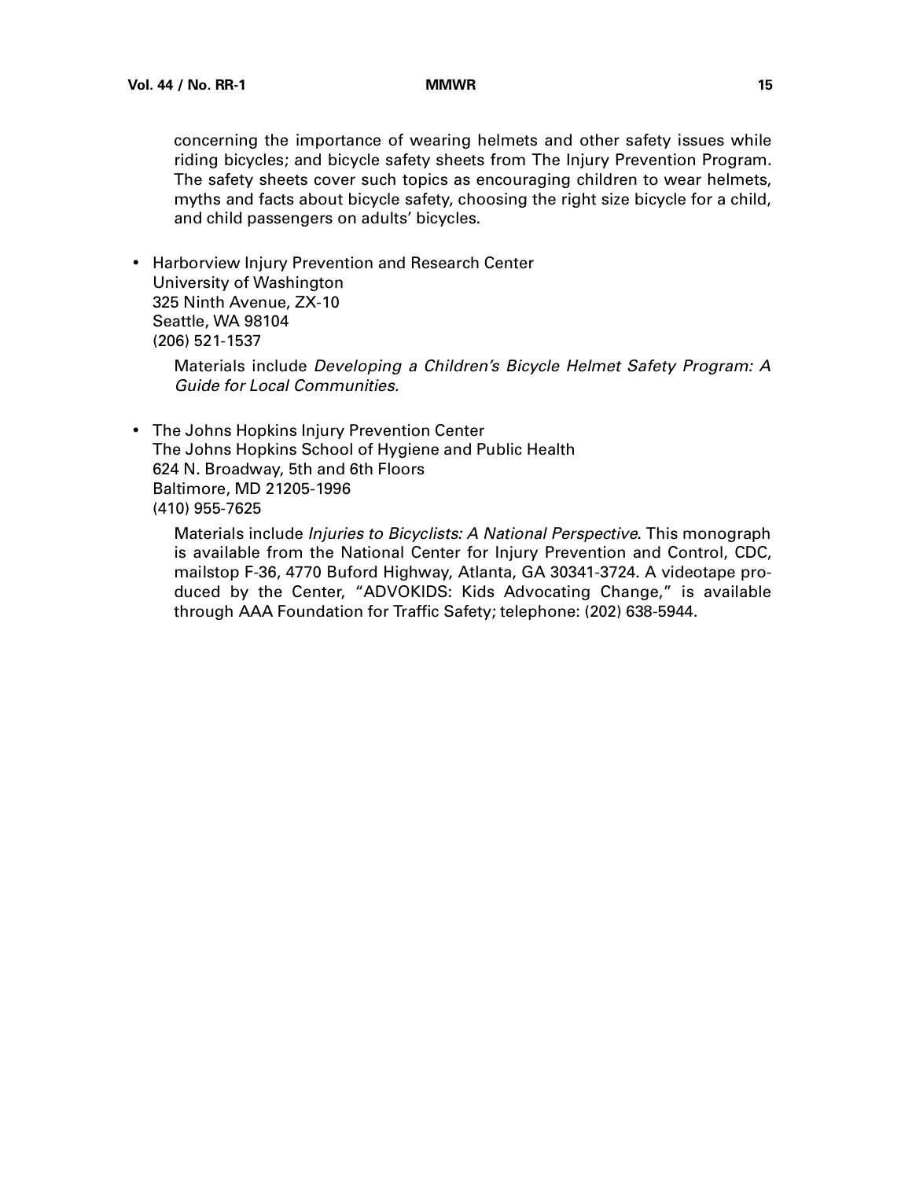concerning the importance of wearing helmets and other safety issues while riding bicycles; and bicycle safety sheets from The Injury Prevention Program. The safety sheets cover such topics as encouraging children to wear helmets, myths and facts about bicycle safety, choosing the right size bicycle for a child, and child passengers on adults' bicycles.

- Harborview Injury Prevention and Research Center
  University of Washington
  325 Ninth Avenue, ZX-10
  Seattle, WA 98104
  (206) 521-1537

  Materials include *Developing a Children's Bicycle Helmet Safety Program: A Guide for Local Communities*.

- The Johns Hopkins Injury Prevention Center
  The Johns Hopkins School of Hygiene and Public Health
  624 N. Broadway, 5th and 6th Floors
  Baltimore, MD 21205-1996
  (410) 955-7625

  Materials include *Injuries to Bicyclists: A National Perspective*. This monograph is available from the National Center for Injury Prevention and Control, CDC, mailstop F-36, 4770 Buford Highway, Atlanta, GA 30341-3724. A videotape produced by the Center, "ADVOKIDS: Kids Advocating Change," is available through AAA Foundation for Traffic Safety; telephone: (202) 638-5944.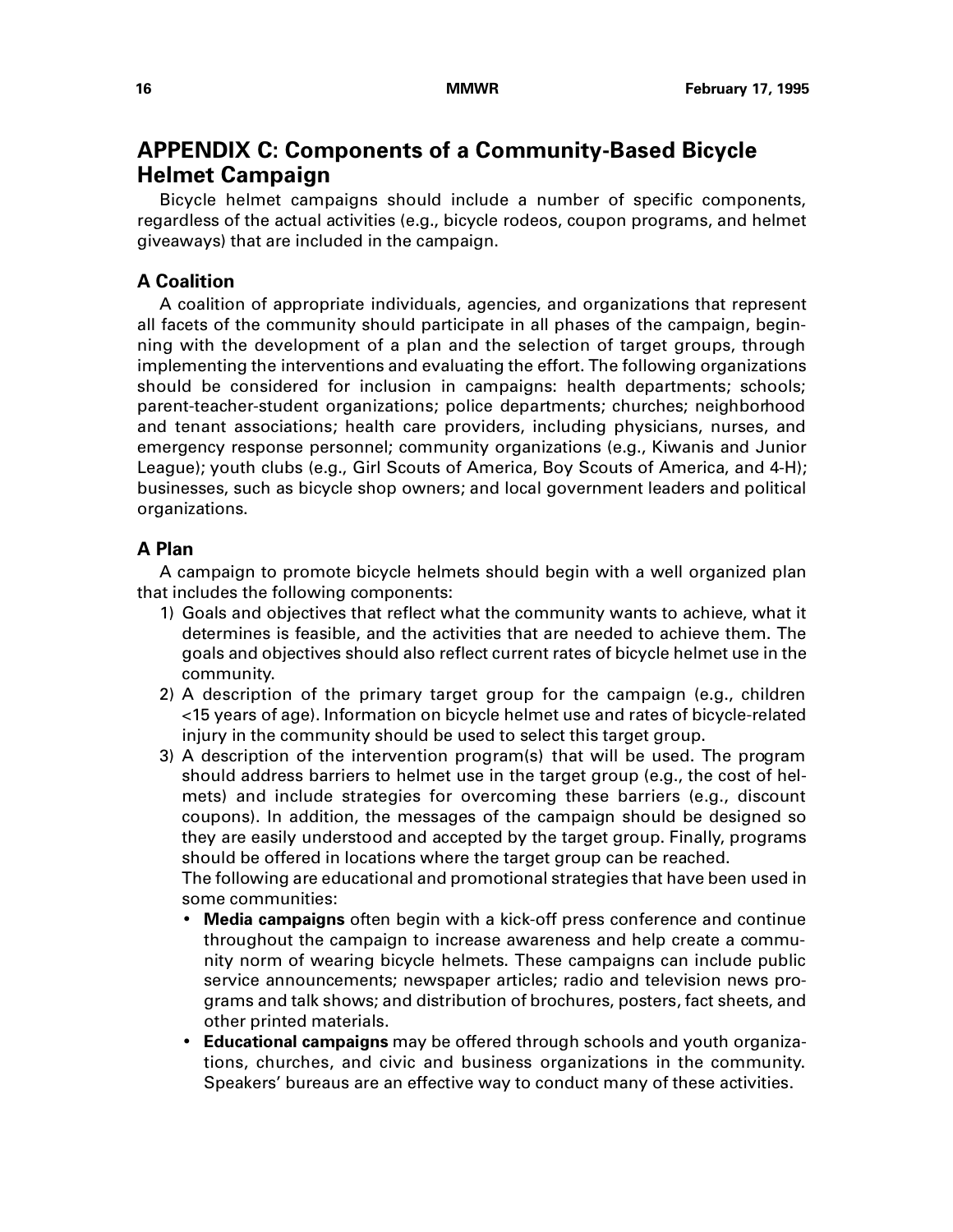## APPENDIX C: Components of a Community-Based Bicycle Helmet Campaign

Bicycle helmet campaigns should include a number of specific components, regardless of the actual activities (e.g., bicycle rodeos, coupon programs, and helmet giveaways) that are included in the campaign.

### A Coalition

A coalition of appropriate individuals, agencies, and organizations that represent all facets of the community should participate in all phases of the campaign, beginning with the development of a plan and the selection of target groups, through implementing the interventions and evaluating the effort. The following organizations should be considered for inclusion in campaigns: health departments; schools; parent-teacher-student organizations; police departments; churches; neighborhood and tenant associations; health care providers, including physicians, nurses, and emergency response personnel; community organizations (e.g., Kiwanis and Junior League); youth clubs (e.g., Girl Scouts of America, Boy Scouts of America, and 4-H); businesses, such as bicycle shop owners; and local government leaders and political organizations.

### A Plan

A campaign to promote bicycle helmets should begin with a well organized plan that includes the following components:

1) Goals and objectives that reflect what the community wants to achieve, what it determines is feasible, and the activities that are needed to achieve them. The goals and objectives should also reflect current rates of bicycle helmet use in the community.
2) A description of the primary target group for the campaign (e.g., children <15 years of age). Information on bicycle helmet use and rates of bicycle-related injury in the community should be used to select this target group.
3) A description of the intervention program(s) that will be used. The program should address barriers to helmet use in the target group (e.g., the cost of helmets) and include strategies for overcoming these barriers (e.g., discount coupons). In addition, the messages of the campaign should be designed so they are easily understood and accepted by the target group. Finally, programs should be offered in locations where the target group can be reached.

   The following are educational and promotional strategies that have been used in some communities:

   - **Media campaigns** often begin with a kick-off press conference and continue throughout the campaign to increase awareness and help create a community norm of wearing bicycle helmets. These campaigns can include public service announcements; newspaper articles; radio and television news programs and talk shows; and distribution of brochures, posters, fact sheets, and other printed materials.
   - **Educational campaigns** may be offered through schools and youth organizations, churches, and civic and business organizations in the community. Speakers' bureaus are an effective way to conduct many of these activities.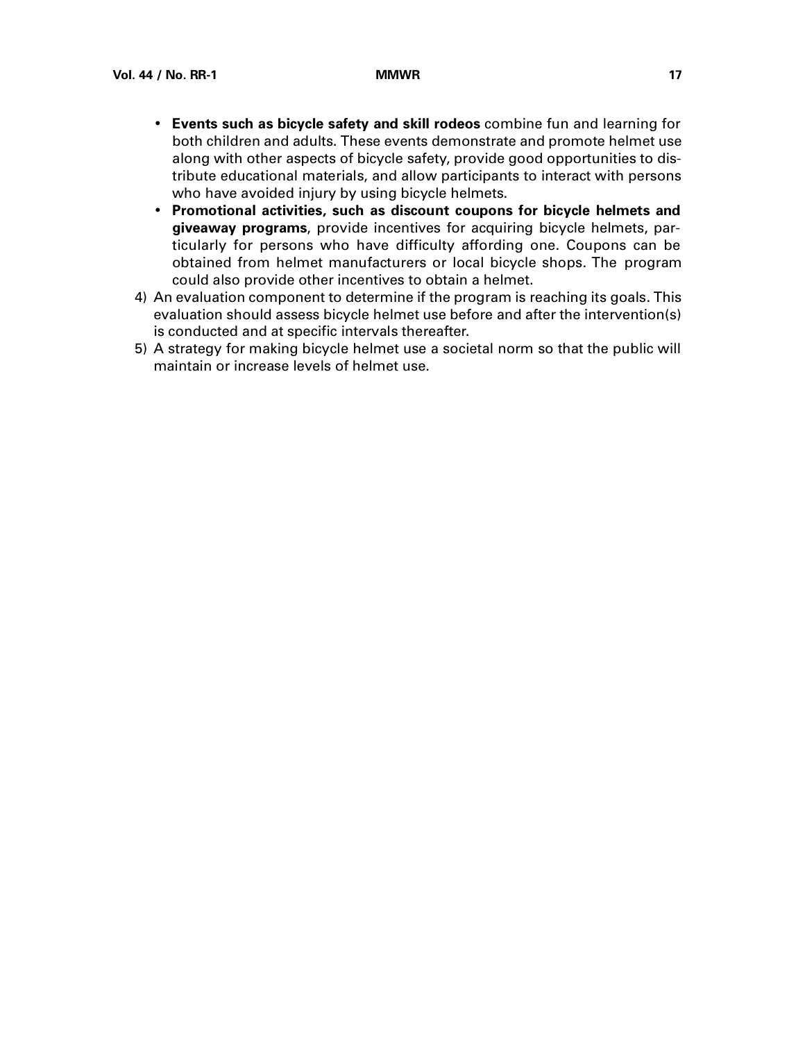- **Events such as bicycle safety and skill rodeos** combine fun and learning for both children and adults. These events demonstrate and promote helmet use along with other aspects of bicycle safety, provide good opportunities to distribute educational materials, and allow participants to interact with persons who have avoided injury by using bicycle helmets.
- **Promotional activities, such as discount coupons for bicycle helmets and giveaway programs**, provide incentives for acquiring bicycle helmets, particularly for persons who have difficulty affording one. Coupons can be obtained from helmet manufacturers or local bicycle shops. The program could also provide other incentives to obtain a helmet.

4) An evaluation component to determine if the program is reaching its goals. This evaluation should assess bicycle helmet use before and after the intervention(s) is conducted and at specific intervals thereafter.
5) A strategy for making bicycle helmet use a societal norm so that the public will maintain or increase levels of helmet use.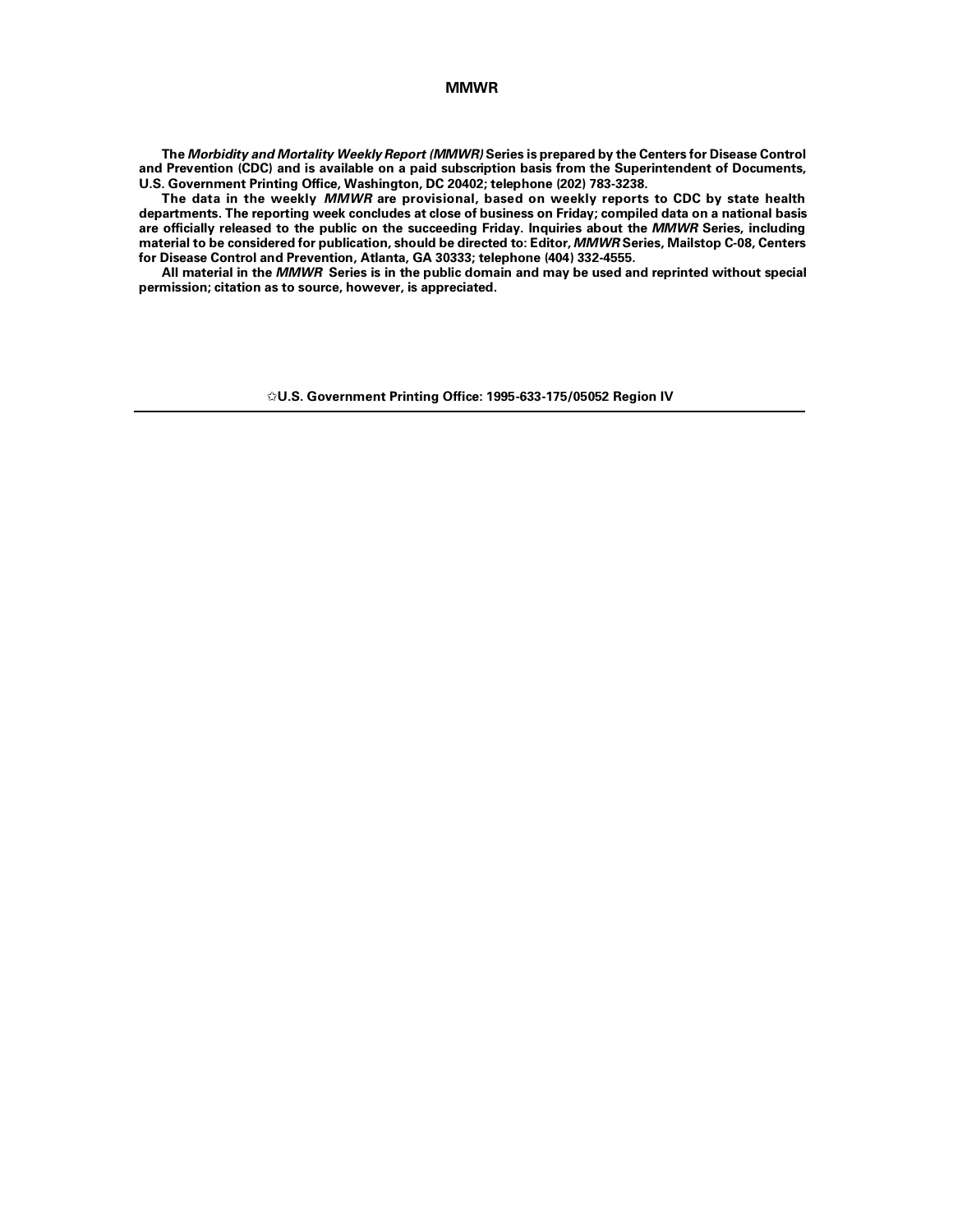The *Morbidity and Mortality Weekly Report (MMWR)* Series is prepared by the Centers for Disease Control and Prevention (CDC) and is available on a paid subscription basis from the Superintendent of Documents, U.S. Government Printing Office, Washington, DC 20402; telephone (202) 783-3238.

The data in the weekly *MMWR* are provisional, based on weekly reports to CDC by state health departments. The reporting week concludes at close of business on Friday; compiled data on a national basis are officially released to the public on the succeeding Friday. Inquiries about the *MMWR* Series, including material to be considered for publication, should be directed to: Editor, *MMWR* Series, Mailstop C-08, Centers for Disease Control and Prevention, Atlanta, GA 30333; telephone (404) 332-4555.

All material in the *MMWR* Series is in the public domain and may be used and reprinted without special permission; citation as to source, however, is appreciated.

✩U.S. Government Printing Office: 1995-633-175/05052 Region IV